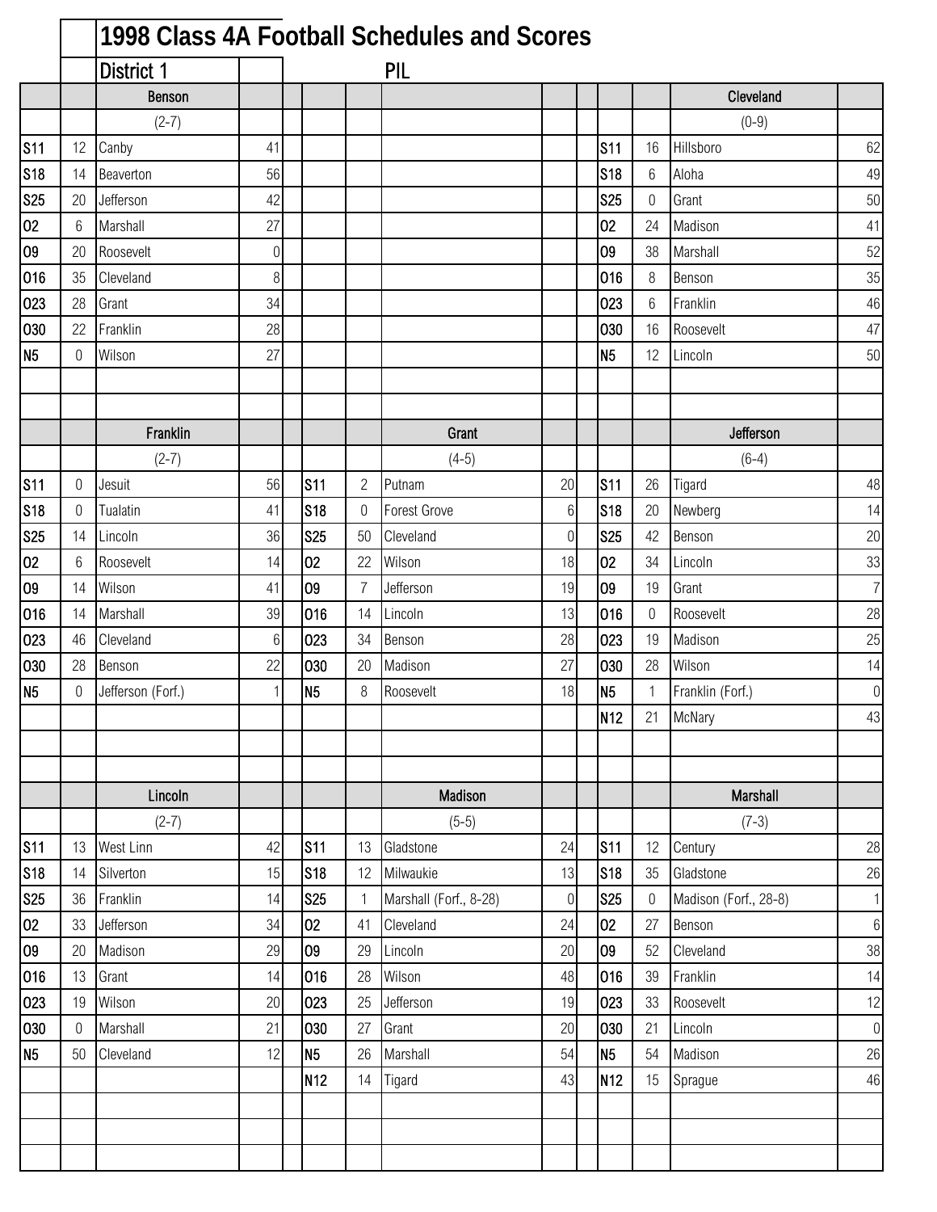# 1998 Class 4A Football Schedules and Scores

## District 1 — PIL

### Benson (2-7)

| | | | |
|---|---|---|---|
| S11 | 12 | Canby | 41 |
| S18 | 14 | Beaverton | 56 |
| S25 | 20 | Jefferson | 42 |
| O2 | 6 | Marshall | 27 |
| O9 | 20 | Roosevelt | 0 |
| O16 | 35 | Cleveland | 8 |
| O23 | 28 | Grant | 34 |
| O30 | 22 | Franklin | 28 |
| N5 | 0 | Wilson | 27 |

### Cleveland (0-9)

| | | | |
|---|---|---|---|
| S11 | 16 | Hillsboro | 62 |
| S18 | 6 | Aloha | 49 |
| S25 | 0 | Grant | 50 |
| O2 | 24 | Madison | 41 |
| O9 | 38 | Marshall | 52 |
| O16 | 8 | Benson | 35 |
| O23 | 6 | Franklin | 46 |
| O30 | 16 | Roosevelt | 47 |
| N5 | 12 | Lincoln | 50 |

### Franklin (2-7)

| | | | |
|---|---|---|---|
| S11 | 0 | Jesuit | 56 |
| S18 | 0 | Tualatin | 41 |
| S25 | 14 | Lincoln | 36 |
| O2 | 6 | Roosevelt | 14 |
| O9 | 14 | Wilson | 41 |
| O16 | 14 | Marshall | 39 |
| O23 | 46 | Cleveland | 6 |
| O30 | 28 | Benson | 22 |
| N5 | 0 | Jefferson (Forf.) | 1 |

### Grant (4-5)

| | | | |
|---|---|---|---|
| S11 | 2 | Putnam | 20 |
| S18 | 0 | Forest Grove | 6 |
| S25 | 50 | Cleveland | 0 |
| O2 | 22 | Wilson | 18 |
| O9 | 7 | Jefferson | 19 |
| O16 | 14 | Lincoln | 13 |
| O23 | 34 | Benson | 28 |
| O30 | 20 | Madison | 27 |
| N5 | 8 | Roosevelt | 18 |

### Jefferson (6-4)

| | | | |
|---|---|---|---|
| S11 | 26 | Tigard | 48 |
| S18 | 20 | Newberg | 14 |
| S25 | 42 | Benson | 20 |
| O2 | 34 | Lincoln | 33 |
| O9 | 19 | Grant | 7 |
| O16 | 0 | Roosevelt | 28 |
| O23 | 19 | Madison | 25 |
| O30 | 28 | Wilson | 14 |
| N5 | 1 | Franklin (Forf.) | 0 |
| N12 | 21 | McNary | 43 |

### Lincoln (2-7)

| | | | |
|---|---|---|---|
| S11 | 13 | West Linn | 42 |
| S18 | 14 | Silverton | 15 |
| S25 | 36 | Franklin | 14 |
| O2 | 33 | Jefferson | 34 |
| O9 | 20 | Madison | 29 |
| O16 | 13 | Grant | 14 |
| O23 | 19 | Wilson | 20 |
| O30 | 0 | Marshall | 21 |
| N5 | 50 | Cleveland | 12 |

### Madison (5-5)

| | | | |
|---|---|---|---|
| S11 | 13 | Gladstone | 24 |
| S18 | 12 | Milwaukie | 13 |
| S25 | 1 | Marshall (Forf., 8-28) | 0 |
| O2 | 41 | Cleveland | 24 |
| O9 | 29 | Lincoln | 20 |
| O16 | 28 | Wilson | 48 |
| O23 | 25 | Jefferson | 19 |
| O30 | 27 | Grant | 20 |
| N5 | 26 | Marshall | 54 |
| N12 | 14 | Tigard | 43 |

### Marshall (7-3)

| | | | |
|---|---|---|---|
| S11 | 12 | Century | 28 |
| S18 | 35 | Gladstone | 26 |
| S25 | 0 | Madison (Forf., 28-8) | 1 |
| O2 | 27 | Benson | 6 |
| O9 | 52 | Cleveland | 38 |
| O16 | 39 | Franklin | 14 |
| O23 | 33 | Roosevelt | 12 |
| O30 | 21 | Lincoln | 0 |
| N5 | 54 | Madison | 26 |
| N12 | 15 | Sprague | 46 |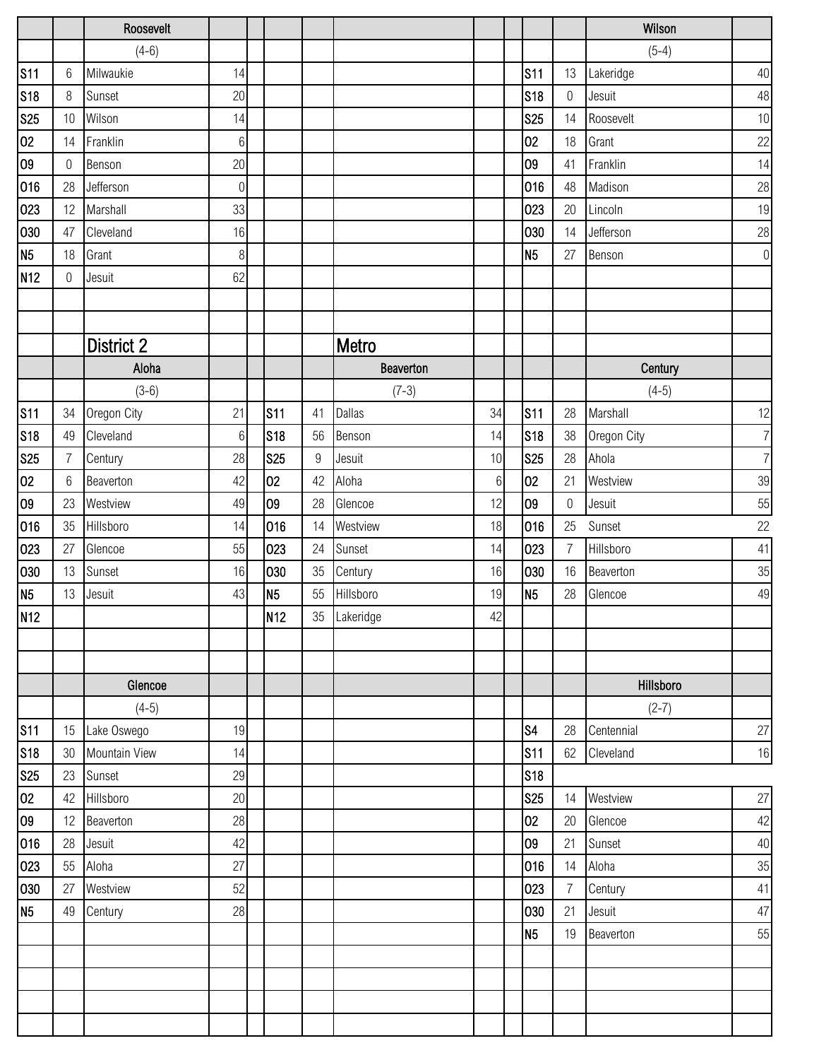### Roosevelt

(4-6)

| Date | Score | Opponent | Score |
|---|---|---|---|
| S11 | 6 | Milwaukie | 14 |
| S18 | 8 | Sunset | 20 |
| S25 | 10 | Wilson | 14 |
| O2 | 14 | Franklin | 6 |
| O9 | 0 | Benson | 20 |
| O16 | 28 | Jefferson | 0 |
| O23 | 12 | Marshall | 33 |
| O30 | 47 | Cleveland | 16 |
| N5 | 18 | Grant | 8 |
| N12 | 0 | Jesuit | 62 |

### Wilson

(5-4)

| Date | Score | Opponent | Score |
|---|---|---|---|
| S11 | 13 | Lakeridge | 40 |
| S18 | 0 | Jesuit | 48 |
| S25 | 14 | Roosevelt | 10 |
| O2 | 18 | Grant | 22 |
| O9 | 41 | Franklin | 14 |
| O16 | 48 | Madison | 28 |
| O23 | 20 | Lincoln | 19 |
| O30 | 14 | Jefferson | 28 |
| N5 | 27 | Benson | 0 |

## District 2

## Metro

### Aloha

(3-6)

| Date | Score | Opponent | Score |
|---|---|---|---|
| S11 | 34 | Oregon City | 21 |
| S18 | 49 | Cleveland | 6 |
| S25 | 7 | Century | 28 |
| O2 | 6 | Beaverton | 42 |
| O9 | 23 | Westview | 49 |
| O16 | 35 | Hillsboro | 14 |
| O23 | 27 | Glencoe | 55 |
| O30 | 13 | Sunset | 16 |
| N5 | 13 | Jesuit | 43 |
| N12 | | | |

### Beaverton

(7-3)

| Date | Score | Opponent | Score |
|---|---|---|---|
| S11 | 41 | Dallas | 34 |
| S18 | 56 | Benson | 14 |
| S25 | 9 | Jesuit | 10 |
| O2 | 42 | Aloha | 6 |
| O9 | 28 | Glencoe | 12 |
| O16 | 14 | Westview | 18 |
| O23 | 24 | Sunset | 14 |
| O30 | 35 | Century | 16 |
| N5 | 55 | Hillsboro | 19 |
| N12 | 35 | Lakeridge | 42 |

### Century

(4-5)

| Date | Score | Opponent | Score |
|---|---|---|---|
| S11 | 28 | Marshall | 12 |
| S18 | 38 | Oregon City | 7 |
| S25 | 28 | Ahola | 7 |
| O2 | 21 | Westview | 39 |
| O9 | 0 | Jesuit | 55 |
| O16 | 25 | Sunset | 22 |
| O23 | 7 | Hillsboro | 41 |
| O30 | 16 | Beaverton | 35 |
| N5 | 28 | Glencoe | 49 |

### Glencoe

(4-5)

| Date | Score | Opponent | Score |
|---|---|---|---|
| S11 | 15 | Lake Oswego | 19 |
| S18 | 30 | Mountain View | 14 |
| S25 | 23 | Sunset | 29 |
| O2 | 42 | Hillsboro | 20 |
| O9 | 12 | Beaverton | 28 |
| O16 | 28 | Jesuit | 42 |
| O23 | 55 | Aloha | 27 |
| O30 | 27 | Westview | 52 |
| N5 | 49 | Century | 28 |

### Hillsboro

(2-7)

| Date | Score | Opponent | Score |
|---|---|---|---|
| S4 | 28 | Centennial | 27 |
| S11 | 62 | Cleveland | 16 |
| S18 | | | |
| S25 | 14 | Westview | 27 |
| O2 | 20 | Glencoe | 42 |
| O9 | 21 | Sunset | 40 |
| O16 | 14 | Aloha | 35 |
| O23 | 7 | Century | 41 |
| O30 | 21 | Jesuit | 47 |
| N5 | 19 | Beaverton | 55 |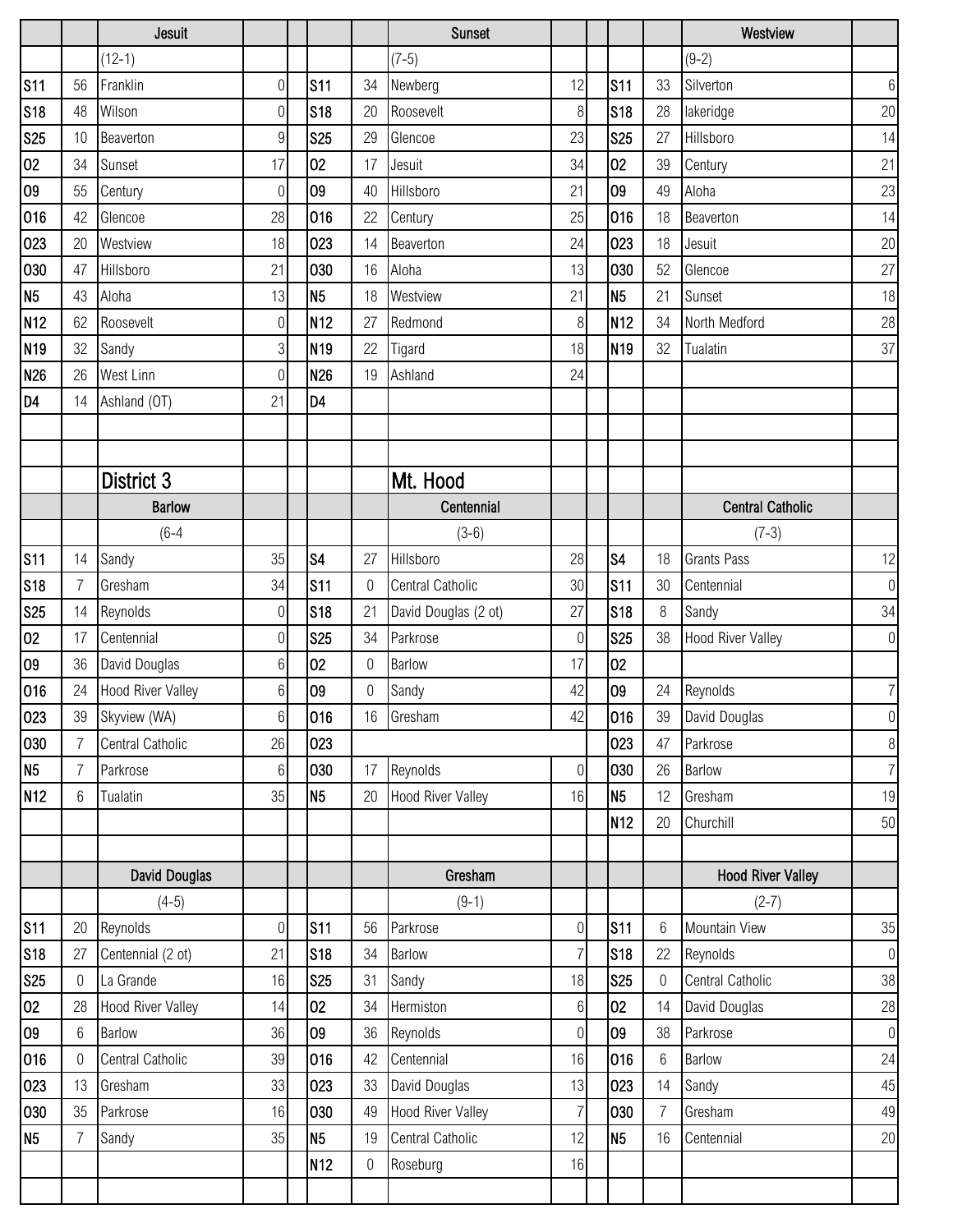| | | Jesuit | | | | | Sunset | | | | | Westview | |
|---|---|---|---|---|---|---|---|---|---|---|---|---|---|
| | | (12-1) | | | | | (7-5) | | | | | (9-2) | |
| S11 | 56 | Franklin | 0 | | S11 | 34 | Newberg | 12 | | S11 | 33 | Silverton | 6 |
| S18 | 48 | Wilson | 0 | | S18 | 20 | Roosevelt | 8 | | S18 | 28 | lakeridge | 20 |
| S25 | 10 | Beaverton | 9 | | S25 | 29 | Glencoe | 23 | | S25 | 27 | Hillsboro | 14 |
| O2 | 34 | Sunset | 17 | | O2 | 17 | Jesuit | 34 | | O2 | 39 | Century | 21 |
| O9 | 55 | Century | 0 | | O9 | 40 | Hillsboro | 21 | | O9 | 49 | Aloha | 23 |
| O16 | 42 | Glencoe | 28 | | O16 | 22 | Century | 25 | | O16 | 18 | Beaverton | 14 |
| O23 | 20 | Westview | 18 | | O23 | 14 | Beaverton | 24 | | O23 | 18 | Jesuit | 20 |
| O30 | 47 | Hillsboro | 21 | | O30 | 16 | Aloha | 13 | | O30 | 52 | Glencoe | 27 |
| N5 | 43 | Aloha | 13 | | N5 | 18 | Westview | 21 | | N5 | 21 | Sunset | 18 |
| N12 | 62 | Roosevelt | 0 | | N12 | 27 | Redmond | 8 | | N12 | 34 | North Medford | 28 |
| N19 | 32 | Sandy | 3 | | N19 | 22 | Tigard | 18 | | N19 | 32 | Tualatin | 37 |
| N26 | 26 | West Linn | 0 | | N26 | 19 | Ashland | 24 | | | | | |
| D4 | 14 | Ashland (OT) | 21 | | D4 | | | | | | | | |

## District 3 — Mt. Hood

| | | Barlow | | | | | Centennial | | | | | Central Catholic | |
|---|---|---|---|---|---|---|---|---|---|---|---|---|---|
| | | (6-4 | | | | | (3-6) | | | | | (7-3) | |
| S11 | 14 | Sandy | 35 | | S4 | 27 | Hillsboro | 28 | | S4 | 18 | Grants Pass | 12 |
| S18 | 7 | Gresham | 34 | | S11 | 0 | Central Catholic | 30 | | S11 | 30 | Centennial | 0 |
| S25 | 14 | Reynolds | 0 | | S18 | 21 | David Douglas (2 ot) | 27 | | S18 | 8 | Sandy | 34 |
| O2 | 17 | Centennial | 0 | | S25 | 34 | Parkrose | 0 | | S25 | 38 | Hood River Valley | 0 |
| O9 | 36 | David Douglas | 6 | | O2 | 0 | Barlow | 17 | | O2 | | | |
| O16 | 24 | Hood River Valley | 6 | | O9 | 0 | Sandy | 42 | | O9 | 24 | Reynolds | 7 |
| O23 | 39 | Skyview (WA) | 6 | | O16 | 16 | Gresham | 42 | | O16 | 39 | David Douglas | 0 |
| O30 | 7 | Central Catholic | 26 | | O23 | | | | | O23 | 47 | Parkrose | 8 |
| N5 | 7 | Parkrose | 6 | | O30 | 17 | Reynolds | 0 | | O30 | 26 | Barlow | 7 |
| N12 | 6 | Tualatin | 35 | | N5 | 20 | Hood River Valley | 16 | | N5 | 12 | Gresham | 19 |
| | | | | | | | | | | N12 | 20 | Churchill | 50 |

| | | David Douglas | | | | | Gresham | | | | | Hood River Valley | |
|---|---|---|---|---|---|---|---|---|---|---|---|---|---|
| | | (4-5) | | | | | (9-1) | | | | | (2-7) | |
| S11 | 20 | Reynolds | 0 | | S11 | 56 | Parkrose | 0 | | S11 | 6 | Mountain View | 35 |
| S18 | 27 | Centennial (2 ot) | 21 | | S18 | 34 | Barlow | 7 | | S18 | 22 | Reynolds | 0 |
| S25 | 0 | La Grande | 16 | | S25 | 31 | Sandy | 18 | | S25 | 0 | Central Catholic | 38 |
| O2 | 28 | Hood River Valley | 14 | | O2 | 34 | Hermiston | 6 | | O2 | 14 | David Douglas | 28 |
| O9 | 6 | Barlow | 36 | | O9 | 36 | Reynolds | 0 | | O9 | 38 | Parkrose | 0 |
| O16 | 0 | Central Catholic | 39 | | O16 | 42 | Centennial | 16 | | O16 | 6 | Barlow | 24 |
| O23 | 13 | Gresham | 33 | | O23 | 33 | David Douglas | 13 | | O23 | 14 | Sandy | 45 |
| O30 | 35 | Parkrose | 16 | | O30 | 49 | Hood River Valley | 7 | | O30 | 7 | Gresham | 49 |
| N5 | 7 | Sandy | 35 | | N5 | 19 | Central Catholic | 12 | | N5 | 16 | Centennial | 20 |
| | | | | | N12 | 0 | Roseburg | 16 | | | | | |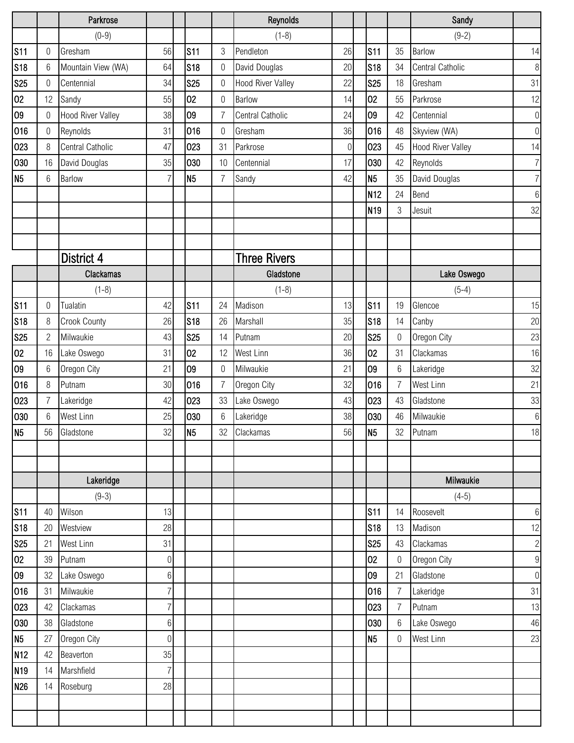| | | Parkrose | | | | | Reynolds | | | | | Sandy | |
|---|---|---|---|---|---|---|---|---|---|---|---|---|---|
| | | (0-9) | | | | | (1-8) | | | | | (9-2) | |
| S11 | 0 | Gresham | 56 | | S11 | 3 | Pendleton | 26 | | S11 | 35 | Barlow | 14 |
| S18 | 6 | Mountain View (WA) | 64 | | S18 | 0 | David Douglas | 20 | | S18 | 34 | Central Catholic | 8 |
| S25 | 0 | Centennial | 34 | | S25 | 0 | Hood River Valley | 22 | | S25 | 18 | Gresham | 31 |
| O2 | 12 | Sandy | 55 | | O2 | 0 | Barlow | 14 | | O2 | 55 | Parkrose | 12 |
| O9 | 0 | Hood River Valley | 38 | | O9 | 7 | Central Catholic | 24 | | O9 | 42 | Centennial | 0 |
| O16 | 0 | Reynolds | 31 | | O16 | 0 | Gresham | 36 | | O16 | 48 | Skyview (WA) | 0 |
| O23 | 8 | Central Catholic | 47 | | O23 | 31 | Parkrose | 0 | | O23 | 45 | Hood River Valley | 14 |
| O30 | 16 | David Douglas | 35 | | O30 | 10 | Centennial | 17 | | O30 | 42 | Reynolds | 7 |
| N5 | 6 | Barlow | 7 | | N5 | 7 | Sandy | 42 | | N5 | 35 | David Douglas | 7 |
| | | | | | | | | | | N12 | 24 | Bend | 6 |
| | | | | | | | | | | N19 | 3 | Jesuit | 32 |

## District 4

## Three Rivers

| | | Clackamas | | | | | Gladstone | | | | | Lake Oswego | |
|---|---|---|---|---|---|---|---|---|---|---|---|---|---|
| | | (1-8) | | | | | (1-8) | | | | | (5-4) | |
| S11 | 0 | Tualatin | 42 | | S11 | 24 | Madison | 13 | | S11 | 19 | Glencoe | 15 |
| S18 | 8 | Crook County | 26 | | S18 | 26 | Marshall | 35 | | S18 | 14 | Canby | 20 |
| S25 | 2 | Milwaukie | 43 | | S25 | 14 | Putnam | 20 | | S25 | 0 | Oregon City | 23 |
| O2 | 16 | Lake Oswego | 31 | | O2 | 12 | West Linn | 36 | | O2 | 31 | Clackamas | 16 |
| O9 | 6 | Oregon City | 21 | | O9 | 0 | Milwaukie | 21 | | O9 | 6 | Lakeridge | 32 |
| O16 | 8 | Putnam | 30 | | O16 | 7 | Oregon City | 32 | | O16 | 7 | West Linn | 21 |
| O23 | 7 | Lakeridge | 42 | | O23 | 33 | Lake Oswego | 43 | | O23 | 43 | Gladstone | 33 |
| O30 | 6 | West Linn | 25 | | O30 | 6 | Lakeridge | 38 | | O30 | 46 | Milwaukie | 6 |
| N5 | 56 | Gladstone | 32 | | N5 | 32 | Clackamas | 56 | | N5 | 32 | Putnam | 18 |

| | | Lakeridge | | | | | | | | | | Milwaukie | |
|---|---|---|---|---|---|---|---|---|---|---|---|---|---|
| | | (9-3) | | | | | | | | | | (4-5) | |
| S11 | 40 | Wilson | 13 | | | | | | | S11 | 14 | Roosevelt | 6 |
| S18 | 20 | Westview | 28 | | | | | | | S18 | 13 | Madison | 12 |
| S25 | 21 | West Linn | 31 | | | | | | | S25 | 43 | Clackamas | 2 |
| O2 | 39 | Putnam | 0 | | | | | | | O2 | 0 | Oregon City | 9 |
| O9 | 32 | Lake Oswego | 6 | | | | | | | O9 | 21 | Gladstone | 0 |
| O16 | 31 | Milwaukie | 7 | | | | | | | O16 | 7 | Lakeridge | 31 |
| O23 | 42 | Clackamas | 7 | | | | | | | O23 | 7 | Putnam | 13 |
| O30 | 38 | Gladstone | 6 | | | | | | | O30 | 6 | Lake Oswego | 46 |
| N5 | 27 | Oregon City | 0 | | | | | | | N5 | 0 | West Linn | 23 |
| N12 | 42 | Beaverton | 35 | | | | | | | | | | |
| N19 | 14 | Marshfield | 7 | | | | | | | | | | |
| N26 | 14 | Roseburg | 28 | | | | | | | | | | |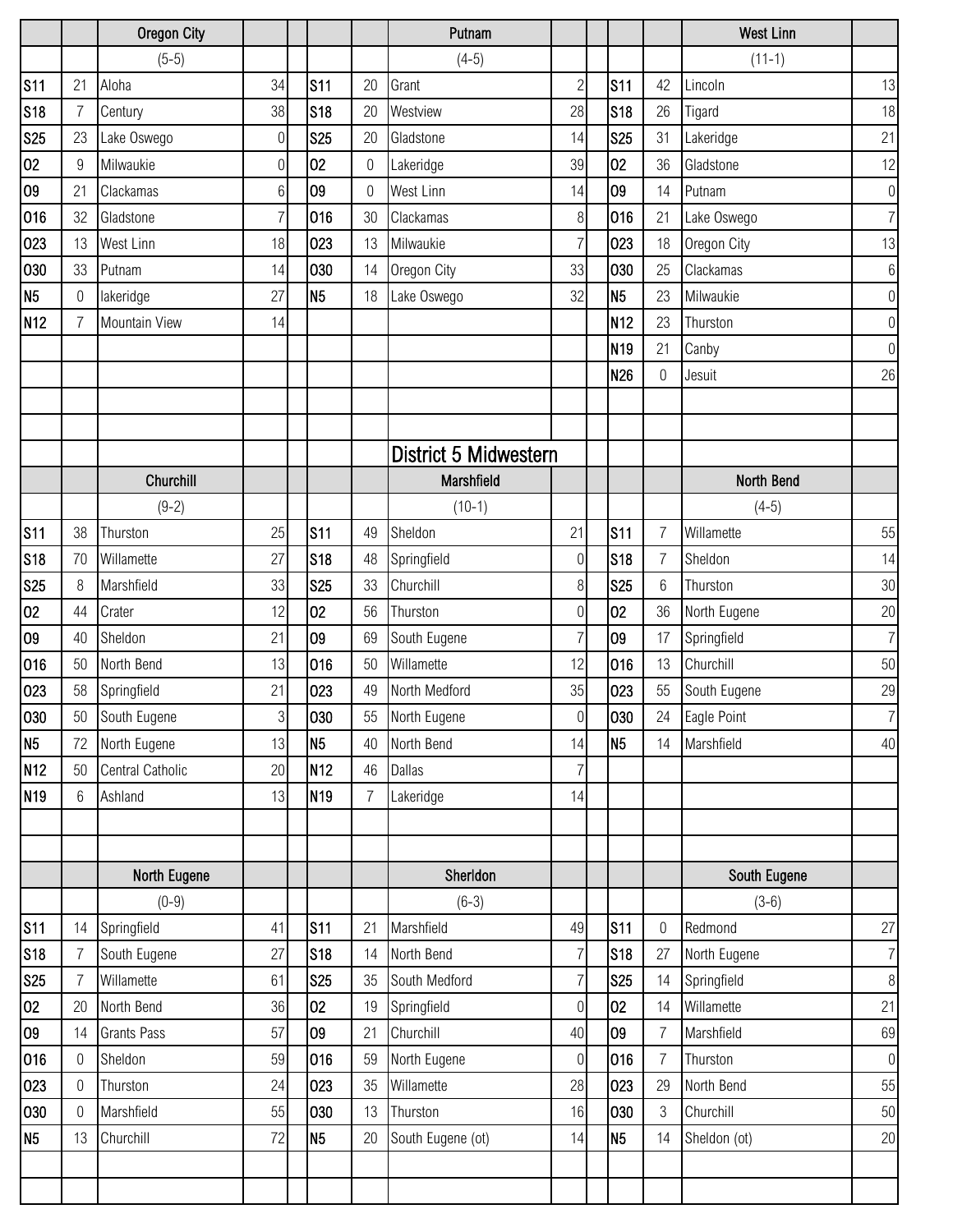| | | Oregon City | | | | | Putnam | | | | | West Linn | |
|---|---|---|---|---|---|---|---|---|---|---|---|---|---|
| | | (5-5) | | | | | (4-5) | | | | | (11-1) | |
| S11 | 21 | Aloha | 34 | | S11 | 20 | Grant | 2 | | S11 | 42 | Lincoln | 13 |
| S18 | 7 | Century | 38 | | S18 | 20 | Westview | 28 | | S18 | 26 | Tigard | 18 |
| S25 | 23 | Lake Oswego | 0 | | S25 | 20 | Gladstone | 14 | | S25 | 31 | Lakeridge | 21 |
| O2 | 9 | Milwaukie | 0 | | O2 | 0 | Lakeridge | 39 | | O2 | 36 | Gladstone | 12 |
| O9 | 21 | Clackamas | 6 | | O9 | 0 | West Linn | 14 | | O9 | 14 | Putnam | 0 |
| O16 | 32 | Gladstone | 7 | | O16 | 30 | Clackamas | 8 | | O16 | 21 | Lake Oswego | 7 |
| O23 | 13 | West Linn | 18 | | O23 | 13 | Milwaukie | 7 | | O23 | 18 | Oregon City | 13 |
| O30 | 33 | Putnam | 14 | | O30 | 14 | Oregon City | 33 | | O30 | 25 | Clackamas | 6 |
| N5 | 0 | lakeridge | 27 | | N5 | 18 | Lake Oswego | 32 | | N5 | 23 | Milwaukie | 0 |
| N12 | 7 | Mountain View | 14 | | | | | | | N12 | 23 | Thurston | 0 |
| | | | | | | | | | | N19 | 21 | Canby | 0 |
| | | | | | | | | | | N26 | 0 | Jesuit | 26 |

## District 5 Midwestern

| | | Churchill | | | | | Marshfield | | | | | North Bend | |
|---|---|---|---|---|---|---|---|---|---|---|---|---|---|
| | | (9-2) | | | | | (10-1) | | | | | (4-5) | |
| S11 | 38 | Thurston | 25 | | S11 | 49 | Sheldon | 21 | | S11 | 7 | Willamette | 55 |
| S18 | 70 | Willamette | 27 | | S18 | 48 | Springfield | 0 | | S18 | 7 | Sheldon | 14 |
| S25 | 8 | Marshfield | 33 | | S25 | 33 | Churchill | 8 | | S25 | 6 | Thurston | 30 |
| O2 | 44 | Crater | 12 | | O2 | 56 | Thurston | 0 | | O2 | 36 | North Eugene | 20 |
| O9 | 40 | Sheldon | 21 | | O9 | 69 | South Eugene | 7 | | O9 | 17 | Springfield | 7 |
| O16 | 50 | North Bend | 13 | | O16 | 50 | Willamette | 12 | | O16 | 13 | Churchill | 50 |
| O23 | 58 | Springfield | 21 | | O23 | 49 | North Medford | 35 | | O23 | 55 | South Eugene | 29 |
| O30 | 50 | South Eugene | 3 | | O30 | 55 | North Eugene | 0 | | O30 | 24 | Eagle Point | 7 |
| N5 | 72 | North Eugene | 13 | | N5 | 40 | North Bend | 14 | | N5 | 14 | Marshfield | 40 |
| N12 | 50 | Central Catholic | 20 | | N12 | 46 | Dallas | 7 | | | | | |
| N19 | 6 | Ashland | 13 | | N19 | 7 | Lakeridge | 14 | | | | | |

| | | North Eugene | | | | | Sherldon | | | | | South Eugene | |
|---|---|---|---|---|---|---|---|---|---|---|---|---|---|
| | | (0-9) | | | | | (6-3) | | | | | (3-6) | |
| S11 | 14 | Springfield | 41 | | S11 | 21 | Marshfield | 49 | | S11 | 0 | Redmond | 27 |
| S18 | 7 | South Eugene | 27 | | S18 | 14 | North Bend | 7 | | S18 | 27 | North Eugene | 7 |
| S25 | 7 | Willamette | 61 | | S25 | 35 | South Medford | 7 | | S25 | 14 | Springfield | 8 |
| O2 | 20 | North Bend | 36 | | O2 | 19 | Springfield | 0 | | O2 | 14 | Willamette | 21 |
| O9 | 14 | Grants Pass | 57 | | O9 | 21 | Churchill | 40 | | O9 | 7 | Marshfield | 69 |
| O16 | 0 | Sheldon | 59 | | O16 | 59 | North Eugene | 0 | | O16 | 7 | Thurston | 0 |
| O23 | 0 | Thurston | 24 | | O23 | 35 | Willamette | 28 | | O23 | 29 | North Bend | 55 |
| O30 | 0 | Marshfield | 55 | | O30 | 13 | Thurston | 16 | | O30 | 3 | Churchill | 50 |
| N5 | 13 | Churchill | 72 | | N5 | 20 | South Eugene (ot) | 14 | | N5 | 14 | Sheldon (ot) | 20 |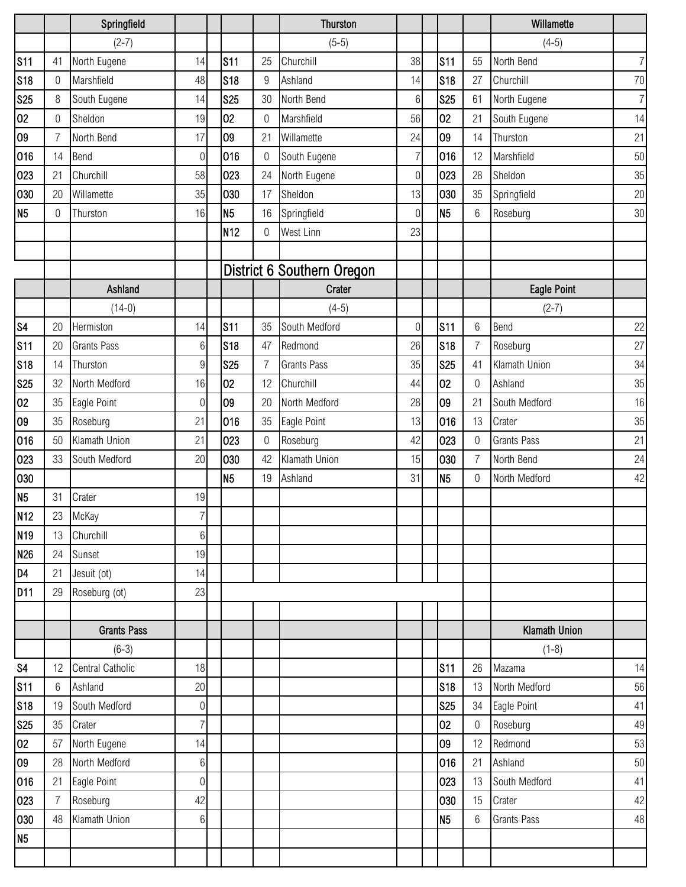| | | Springfield | | | | | Thurston | | | | | Willamette | |
|---|---|---|---|---|---|---|---|---|---|---|---|---|---|
| | | (2-7) | | | | | (5-5) | | | | | (4-5) | |
| S11 | 41 | North Eugene | 14 | | S11 | 25 | Churchill | 38 | | S11 | 55 | North Bend | 7 |
| S18 | 0 | Marshfield | 48 | | S18 | 9 | Ashland | 14 | | S18 | 27 | Churchill | 70 |
| S25 | 8 | South Eugene | 14 | | S25 | 30 | North Bend | 6 | | S25 | 61 | North Eugene | 7 |
| O2 | 0 | Sheldon | 19 | | O2 | 0 | Marshfield | 56 | | O2 | 21 | South Eugene | 14 |
| O9 | 7 | North Bend | 17 | | O9 | 21 | Willamette | 24 | | O9 | 14 | Thurston | 21 |
| O16 | 14 | Bend | 0 | | O16 | 0 | South Eugene | 7 | | O16 | 12 | Marshfield | 50 |
| O23 | 21 | Churchill | 58 | | O23 | 24 | North Eugene | 0 | | O23 | 28 | Sheldon | 35 |
| O30 | 20 | Willamette | 35 | | O30 | 17 | Sheldon | 13 | | O30 | 35 | Springfield | 20 |
| N5 | 0 | Thurston | 16 | | N5 | 16 | Springfield | 0 | | N5 | 6 | Roseburg | 30 |
| | | | | | N12 | 0 | West Linn | 23 | | | | | |

## District 6 Southern Oregon

| | | Ashland | | | | | Crater | | | | | Eagle Point | |
|---|---|---|---|---|---|---|---|---|---|---|---|---|---|
| | | (14-0) | | | | | (4-5) | | | | | (2-7) | |
| S4 | 20 | Hermiston | 14 | | S11 | 35 | South Medford | 0 | | S11 | 6 | Bend | 22 |
| S11 | 20 | Grants Pass | 6 | | S18 | 47 | Redmond | 26 | | S18 | 7 | Roseburg | 27 |
| S18 | 14 | Thurston | 9 | | S25 | 7 | Grants Pass | 35 | | S25 | 41 | Klamath Union | 34 |
| S25 | 32 | North Medford | 16 | | O2 | 12 | Churchill | 44 | | O2 | 0 | Ashland | 35 |
| O2 | 35 | Eagle Point | 0 | | O9 | 20 | North Medford | 28 | | O9 | 21 | South Medford | 16 |
| O9 | 35 | Roseburg | 21 | | O16 | 35 | Eagle Point | 13 | | O16 | 13 | Crater | 35 |
| O16 | 50 | Klamath Union | 21 | | O23 | 0 | Roseburg | 42 | | O23 | 0 | Grants Pass | 21 |
| O23 | 33 | South Medford | 20 | | O30 | 42 | Klamath Union | 15 | | O30 | 7 | North Bend | 24 |
| O30 | | | | | N5 | 19 | Ashland | 31 | | N5 | 0 | North Medford | 42 |
| N5 | 31 | Crater | 19 | | | | | | | | | | |
| N12 | 23 | McKay | 7 | | | | | | | | | | |
| N19 | 13 | Churchill | 6 | | | | | | | | | | |
| N26 | 24 | Sunset | 19 | | | | | | | | | | |
| D4 | 21 | Jesuit (ot) | 14 | | | | | | | | | | |
| D11 | 29 | Roseburg (ot) | 23 | | | | | | | | | | |

| | | Grants Pass | | | | | | | | | | Klamath Union | |
|---|---|---|---|---|---|---|---|---|---|---|---|---|---|
| | | (6-3) | | | | | | | | | | (1-8) | |
| S4 | 12 | Central Catholic | 18 | | | | | | | S11 | 26 | Mazama | 14 |
| S11 | 6 | Ashland | 20 | | | | | | | S18 | 13 | North Medford | 56 |
| S18 | 19 | South Medford | 0 | | | | | | | S25 | 34 | Eagle Point | 41 |
| S25 | 35 | Crater | 7 | | | | | | | O2 | 0 | Roseburg | 49 |
| O2 | 57 | North Eugene | 14 | | | | | | | O9 | 12 | Redmond | 53 |
| O9 | 28 | North Medford | 6 | | | | | | | O16 | 21 | Ashland | 50 |
| O16 | 21 | Eagle Point | 0 | | | | | | | O23 | 13 | South Medford | 41 |
| O23 | 7 | Roseburg | 42 | | | | | | | O30 | 15 | Crater | 42 |
| O30 | 48 | Klamath Union | 6 | | | | | | | N5 | 6 | Grants Pass | 48 |
| N5 | | | | | | | | | | | | | |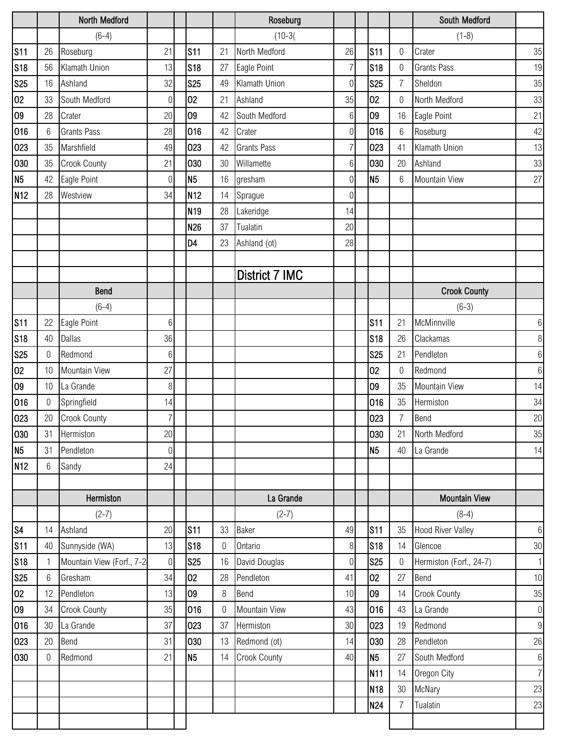## District 7 IMC

### North Medford (6-4)

| | | | |
|---|---|---|---|
| S11 | 26 | Roseburg | 21 |
| S18 | 56 | Klamath Union | 13 |
| S25 | 16 | Ashland | 32 |
| O2 | 33 | South Medford | 0 |
| O9 | 28 | Crater | 20 |
| O16 | 6 | Grants Pass | 28 |
| O23 | 35 | Marshfield | 49 |
| O30 | 35 | Crook County | 21 |
| N5 | 42 | Eagle Point | 0 |
| N12 | 28 | Westview | 34 |

### Roseburg (10-3(

| | | | |
|---|---|---|---|
| S11 | 21 | North Medford | 26 |
| S18 | 27 | Eagle Point | 7 |
| S25 | 49 | Klamath Union | 0 |
| O2 | 21 | Ashland | 35 |
| O9 | 42 | South Medford | 6 |
| O16 | 42 | Crater | 0 |
| O23 | 42 | Grants Pass | 7 |
| O30 | 30 | Willamette | 6 |
| N5 | 16 | gresham | 0 |
| N12 | 14 | Sprague | 0 |
| N19 | 28 | Lakeridge | 14 |
| N26 | 37 | Tualatin | 20 |
| D4 | 23 | Ashland (ot) | 28 |

### South Medford (1-8)

| | | | |
|---|---|---|---|
| S11 | 0 | Crater | 35 |
| S18 | 0 | Grants Pass | 19 |
| S25 | 7 | Sheldon | 35 |
| O2 | 0 | North Medford | 33 |
| O9 | 16 | Eagle Point | 21 |
| O16 | 6 | Roseburg | 42 |
| O23 | 41 | Klamath Union | 13 |
| O30 | 20 | Ashland | 33 |
| N5 | 6 | Mountain View | 27 |

### Bend (6-4)

| | | | |
|---|---|---|---|
| S11 | 22 | Eagle Point | 6 |
| S18 | 40 | Dallas | 36 |
| S25 | 0 | Redmond | 6 |
| O2 | 10 | Mountain View | 27 |
| O9 | 10 | La Grande | 8 |
| O16 | 0 | Springfield | 14 |
| O23 | 20 | Crook County | 7 |
| O30 | 31 | Hermiston | 20 |
| N5 | 31 | Pendleton | 0 |
| N12 | 6 | Sandy | 24 |

### Crook County (6-3)

| | | | |
|---|---|---|---|
| S11 | 21 | McMinnville | 6 |
| S18 | 26 | Clackamas | 8 |
| S25 | 21 | Pendleton | 6 |
| O2 | 0 | Redmond | 6 |
| O9 | 35 | Mountain View | 14 |
| O16 | 35 | Hermiston | 34 |
| O23 | 7 | Bend | 20 |
| O30 | 21 | North Medford | 35 |
| N5 | 40 | La Grande | 14 |

### Hermiston (2-7)

| | | | |
|---|---|---|---|
| S4 | 14 | Ashland | 20 |
| S11 | 40 | Sunnyside (WA) | 13 |
| S18 | 1 | Mountain View (Forf., 7-2 | 0 |
| S25 | 6 | Gresham | 34 |
| O2 | 12 | Pendleton | 13 |
| O9 | 34 | Crook County | 35 |
| O16 | 30 | La Grande | 37 |
| O23 | 20 | Bend | 31 |
| O30 | 0 | Redmond | 21 |

### La Grande (2-7)

| | | | |
|---|---|---|---|
| S11 | 33 | Baker | 49 |
| S18 | 0 | Ontario | 8 |
| S25 | 16 | David Douglas | 0 |
| O2 | 28 | Pendleton | 41 |
| O9 | 8 | Bend | 10 |
| O16 | 0 | Mountain View | 43 |
| O23 | 37 | Hermiston | 30 |
| O30 | 13 | Redmond (ot) | 14 |
| N5 | 14 | Crook County | 40 |

### Mountain View (8-4)

| | | | |
|---|---|---|---|
| S11 | 35 | Hood River Valley | 6 |
| S18 | 14 | Glencoe | 30 |
| S25 | 0 | Hermiston (Forf., 24-7) | 1 |
| O2 | 27 | Bend | 10 |
| O9 | 14 | Crook County | 35 |
| O16 | 43 | La Grande | 0 |
| O23 | 19 | Redmond | 9 |
| O30 | 28 | Pendleton | 26 |
| N5 | 27 | South Medford | 6 |
| N11 | 14 | Oregon City | 7 |
| N18 | 30 | McNary | 23 |
| N24 | 7 | Tualatin | 23 |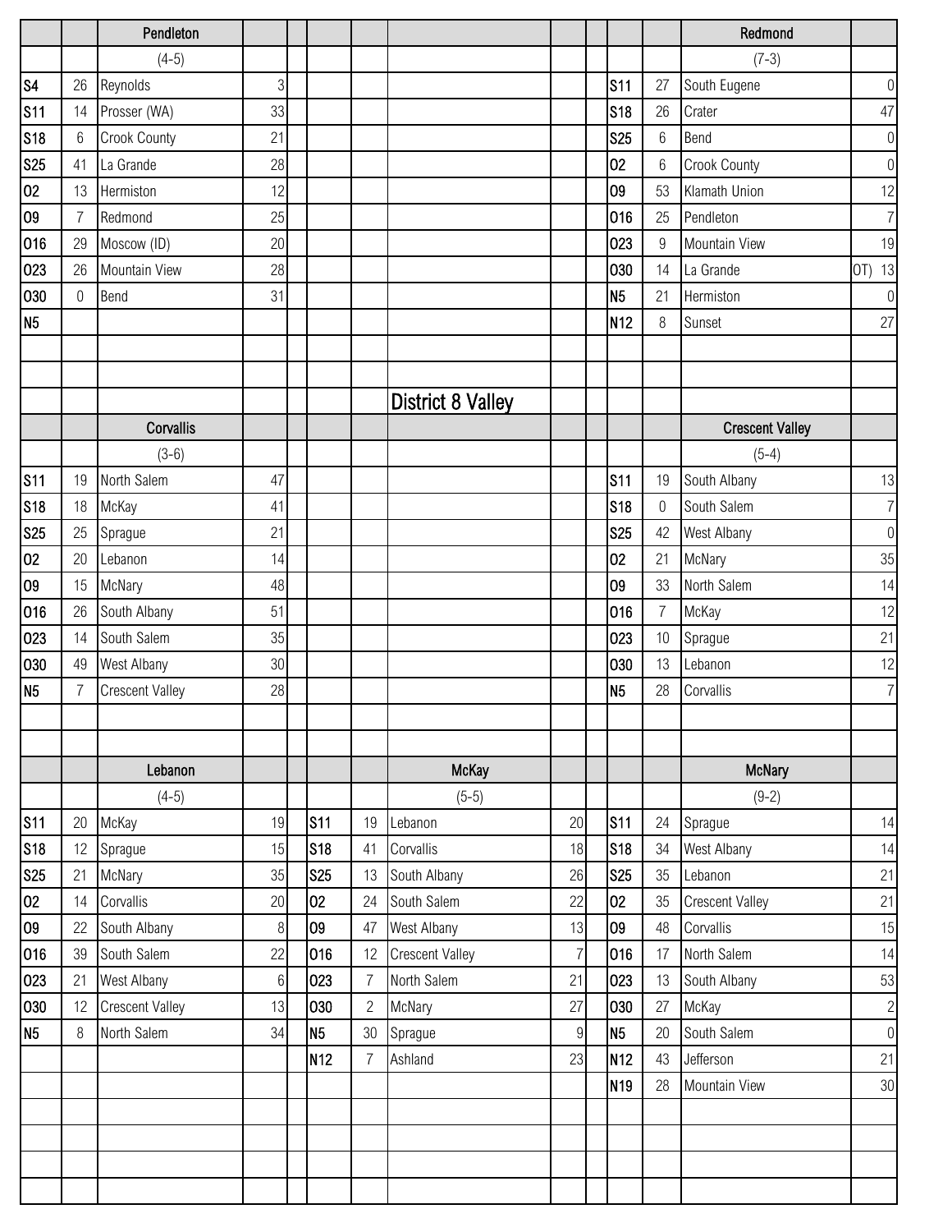| | | Pendleton | |
|---|---|---|---|
| | | (4-5) | |
| S4 | 26 | Reynolds | 3 |
| S11 | 14 | Prosser (WA) | 33 |
| S18 | 6 | Crook County | 21 |
| S25 | 41 | La Grande | 28 |
| O2 | 13 | Hermiston | 12 |
| O9 | 7 | Redmond | 25 |
| O16 | 29 | Moscow (ID) | 20 |
| O23 | 26 | Mountain View | 28 |
| O30 | 0 | Bend | 31 |
| N5 | | | |

| | | Redmond | |
|---|---|---|---|
| | | (7-3) | |
| S11 | 27 | South Eugene | 0 |
| S18 | 26 | Crater | 47 |
| S25 | 6 | Bend | 0 |
| O2 | 6 | Crook County | 0 |
| O9 | 53 | Klamath Union | 12 |
| O16 | 25 | Pendleton | 7 |
| O23 | 9 | Mountain View | 19 |
| O30 | 14 | La Grande | OT) 13 |
| N5 | 21 | Hermiston | 0 |
| N12 | 8 | Sunset | 27 |

## District 8 Valley

| | | Corvallis | |
|---|---|---|---|
| | | (3-6) | |
| S11 | 19 | North Salem | 47 |
| S18 | 18 | McKay | 41 |
| S25 | 25 | Sprague | 21 |
| O2 | 20 | Lebanon | 14 |
| O9 | 15 | McNary | 48 |
| O16 | 26 | South Albany | 51 |
| O23 | 14 | South Salem | 35 |
| O30 | 49 | West Albany | 30 |
| N5 | 7 | Crescent Valley | 28 |

| | | Crescent Valley | |
|---|---|---|---|
| | | (5-4) | |
| S11 | 19 | South Albany | 13 |
| S18 | 0 | South Salem | 7 |
| S25 | 42 | West Albany | 0 |
| O2 | 21 | McNary | 35 |
| O9 | 33 | North Salem | 14 |
| O16 | 7 | McKay | 12 |
| O23 | 10 | Sprague | 21 |
| O30 | 13 | Lebanon | 12 |
| N5 | 28 | Corvallis | 7 |

| | | Lebanon | |
|---|---|---|---|
| | | (4-5) | |
| S11 | 20 | McKay | 19 |
| S18 | 12 | Sprague | 15 |
| S25 | 21 | McNary | 35 |
| O2 | 14 | Corvallis | 20 |
| O9 | 22 | South Albany | 8 |
| O16 | 39 | South Salem | 22 |
| O23 | 21 | West Albany | 6 |
| O30 | 12 | Crescent Valley | 13 |
| N5 | 8 | North Salem | 34 |

| | | McKay | |
|---|---|---|---|
| | | (5-5) | |
| S11 | 19 | Lebanon | 20 |
| S18 | 41 | Corvallis | 18 |
| S25 | 13 | South Albany | 26 |
| O2 | 24 | South Salem | 22 |
| O9 | 47 | West Albany | 13 |
| O16 | 12 | Crescent Valley | 7 |
| O23 | 7 | North Salem | 21 |
| O30 | 2 | McNary | 27 |
| N5 | 30 | Sprague | 9 |
| N12 | 7 | Ashland | 23 |

| | | McNary | |
|---|---|---|---|
| | | (9-2) | |
| S11 | 24 | Sprague | 14 |
| S18 | 34 | West Albany | 14 |
| S25 | 35 | Lebanon | 21 |
| O2 | 35 | Crescent Valley | 21 |
| O9 | 48 | Corvallis | 15 |
| O16 | 17 | North Salem | 14 |
| O23 | 13 | South Albany | 53 |
| O30 | 27 | McKay | 2 |
| N5 | 20 | South Salem | 0 |
| N12 | 43 | Jefferson | 21 |
| N19 | 28 | Mountain View | 30 |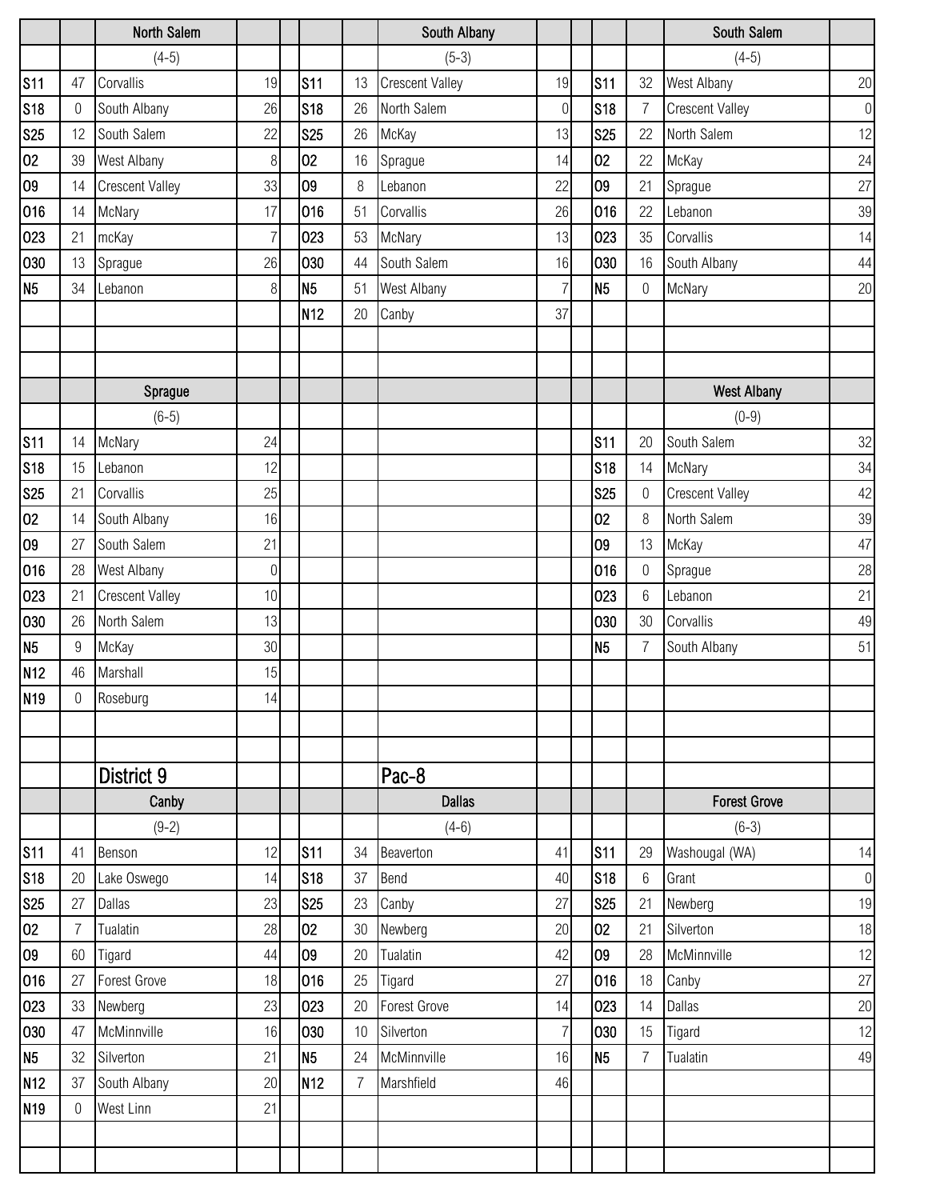| | | North Salem | | | | | South Albany | | | | | South Salem | |
|---|---|---|---|---|---|---|---|---|---|---|---|---|---|
| | | (4-5) | | | | | (5-3) | | | | | (4-5) | |
| S11 | 47 | Corvallis | 19 | | S11 | 13 | Crescent Valley | 19 | | S11 | 32 | West Albany | 20 |
| S18 | 0 | South Albany | 26 | | S18 | 26 | North Salem | 0 | | S18 | 7 | Crescent Valley | 0 |
| S25 | 12 | South Salem | 22 | | S25 | 26 | McKay | 13 | | S25 | 22 | North Salem | 12 |
| O2 | 39 | West Albany | 8 | | O2 | 16 | Sprague | 14 | | O2 | 22 | McKay | 24 |
| O9 | 14 | Crescent Valley | 33 | | O9 | 8 | Lebanon | 22 | | O9 | 21 | Sprague | 27 |
| O16 | 14 | McNary | 17 | | O16 | 51 | Corvallis | 26 | | O16 | 22 | Lebanon | 39 |
| O23 | 21 | mcKay | 7 | | O23 | 53 | McNary | 13 | | O23 | 35 | Corvallis | 14 |
| O30 | 13 | Sprague | 26 | | O30 | 44 | South Salem | 16 | | O30 | 16 | South Albany | 44 |
| N5 | 34 | Lebanon | 8 | | N5 | 51 | West Albany | 7 | | N5 | 0 | McNary | 20 |
| | | | | | N12 | 20 | Canby | 37 | | | | | |

| | | Sprague | | | | | West Albany | |
|---|---|---|---|---|---|---|---|---|
| | | (6-5) | | | | | (0-9) | |
| S11 | 14 | McNary | 24 | | S11 | 20 | South Salem | 32 |
| S18 | 15 | Lebanon | 12 | | S18 | 14 | McNary | 34 |
| S25 | 21 | Corvallis | 25 | | S25 | 0 | Crescent Valley | 42 |
| O2 | 14 | South Albany | 16 | | O2 | 8 | North Salem | 39 |
| O9 | 27 | South Salem | 21 | | O9 | 13 | McKay | 47 |
| O16 | 28 | West Albany | 0 | | O16 | 0 | Sprague | 28 |
| O23 | 21 | Crescent Valley | 10 | | O23 | 6 | Lebanon | 21 |
| O30 | 26 | North Salem | 13 | | O30 | 30 | Corvallis | 49 |
| N5 | 9 | McKay | 30 | | N5 | 7 | South Albany | 51 |
| N12 | 46 | Marshall | 15 | | | | | |
| N19 | 0 | Roseburg | 14 | | | | | |

## District 9

## Pac-8

| | | Canby | | | | | Dallas | | | | | Forest Grove | |
|---|---|---|---|---|---|---|---|---|---|---|---|---|---|
| | | (9-2) | | | | | (4-6) | | | | | (6-3) | |
| S11 | 41 | Benson | 12 | | S11 | 34 | Beaverton | 41 | | S11 | 29 | Washougal (WA) | 14 |
| S18 | 20 | Lake Oswego | 14 | | S18 | 37 | Bend | 40 | | S18 | 6 | Grant | 0 |
| S25 | 27 | Dallas | 23 | | S25 | 23 | Canby | 27 | | S25 | 21 | Newberg | 19 |
| O2 | 7 | Tualatin | 28 | | O2 | 30 | Newberg | 20 | | O2 | 21 | Silverton | 18 |
| O9 | 60 | Tigard | 44 | | O9 | 20 | Tualatin | 42 | | O9 | 28 | McMinnville | 12 |
| O16 | 27 | Forest Grove | 18 | | O16 | 25 | Tigard | 27 | | O16 | 18 | Canby | 27 |
| O23 | 33 | Newberg | 23 | | O23 | 20 | Forest Grove | 14 | | O23 | 14 | Dallas | 20 |
| O30 | 47 | McMinnville | 16 | | O30 | 10 | Silverton | 7 | | O30 | 15 | Tigard | 12 |
| N5 | 32 | Silverton | 21 | | N5 | 24 | McMinnville | 16 | | N5 | 7 | Tualatin | 49 |
| N12 | 37 | South Albany | 20 | | N12 | 7 | Marshfield | 46 | | | | | |
| N19 | 0 | West Linn | 21 | | | | | | | | | | |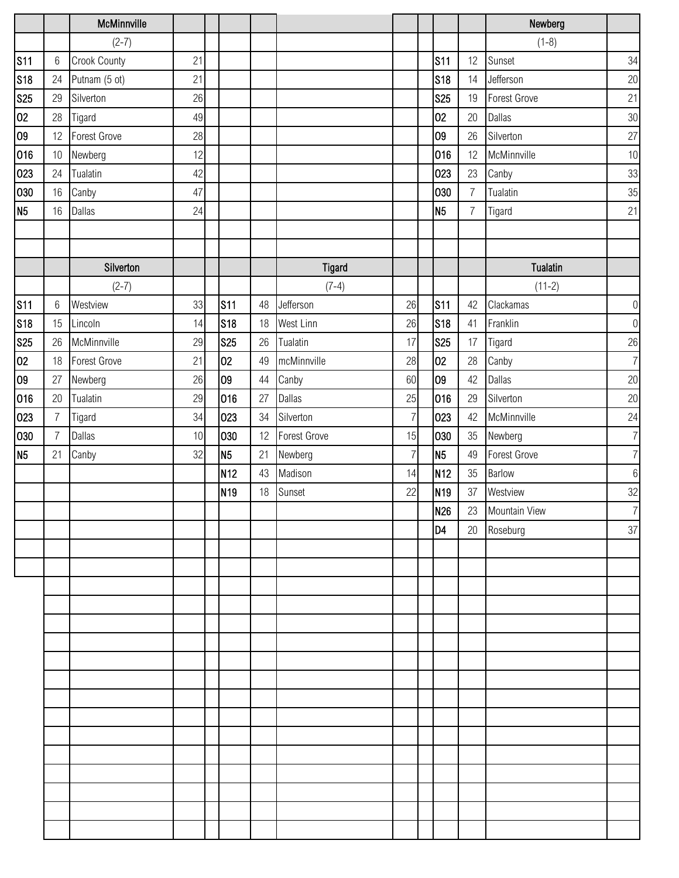## McMinnville

(2-7)

| | | | |
|---|---|---|---|
| S11 | 6 | Crook County | 21 |
| S18 | 24 | Putnam (5 ot) | 21 |
| S25 | 29 | Silverton | 26 |
| O2 | 28 | Tigard | 49 |
| O9 | 12 | Forest Grove | 28 |
| O16 | 10 | Newberg | 12 |
| O23 | 24 | Tualatin | 42 |
| O30 | 16 | Canby | 47 |
| N5 | 16 | Dallas | 24 |

## Newberg

(1-8)

| | | | |
|---|---|---|---|
| S11 | 12 | Sunset | 34 |
| S18 | 14 | Jefferson | 20 |
| S25 | 19 | Forest Grove | 21 |
| O2 | 20 | Dallas | 30 |
| O9 | 26 | Silverton | 27 |
| O16 | 12 | McMinnville | 10 |
| O23 | 23 | Canby | 33 |
| O30 | 7 | Tualatin | 35 |
| N5 | 7 | Tigard | 21 |

## Silverton

(2-7)

| | | | |
|---|---|---|---|
| S11 | 6 | Westview | 33 |
| S18 | 15 | Lincoln | 14 |
| S25 | 26 | McMinnville | 29 |
| O2 | 18 | Forest Grove | 21 |
| O9 | 27 | Newberg | 26 |
| O16 | 20 | Tualatin | 29 |
| O23 | 7 | Tigard | 34 |
| O30 | 7 | Dallas | 10 |
| N5 | 21 | Canby | 32 |

## Tigard

(7-4)

| | | | |
|---|---|---|---|
| S11 | 48 | Jefferson | 26 |
| S18 | 18 | West Linn | 26 |
| S25 | 26 | Tualatin | 17 |
| O2 | 49 | mcMinnville | 28 |
| O9 | 44 | Canby | 60 |
| O16 | 27 | Dallas | 25 |
| O23 | 34 | Silverton | 7 |
| O30 | 12 | Forest Grove | 15 |
| N5 | 21 | Newberg | 7 |
| N12 | 43 | Madison | 14 |
| N19 | 18 | Sunset | 22 |

## Tualatin

(11-2)

| | | | |
|---|---|---|---|
| S11 | 42 | Clackamas | 0 |
| S18 | 41 | Franklin | 0 |
| S25 | 17 | Tigard | 26 |
| O2 | 28 | Canby | 7 |
| O9 | 42 | Dallas | 20 |
| O16 | 29 | Silverton | 20 |
| O23 | 42 | McMinnville | 24 |
| O30 | 35 | Newberg | 7 |
| N5 | 49 | Forest Grove | 7 |
| N12 | 35 | Barlow | 6 |
| N19 | 37 | Westview | 32 |
| N26 | 23 | Mountain View | 7 |
| D4 | 20 | Roseburg | 37 |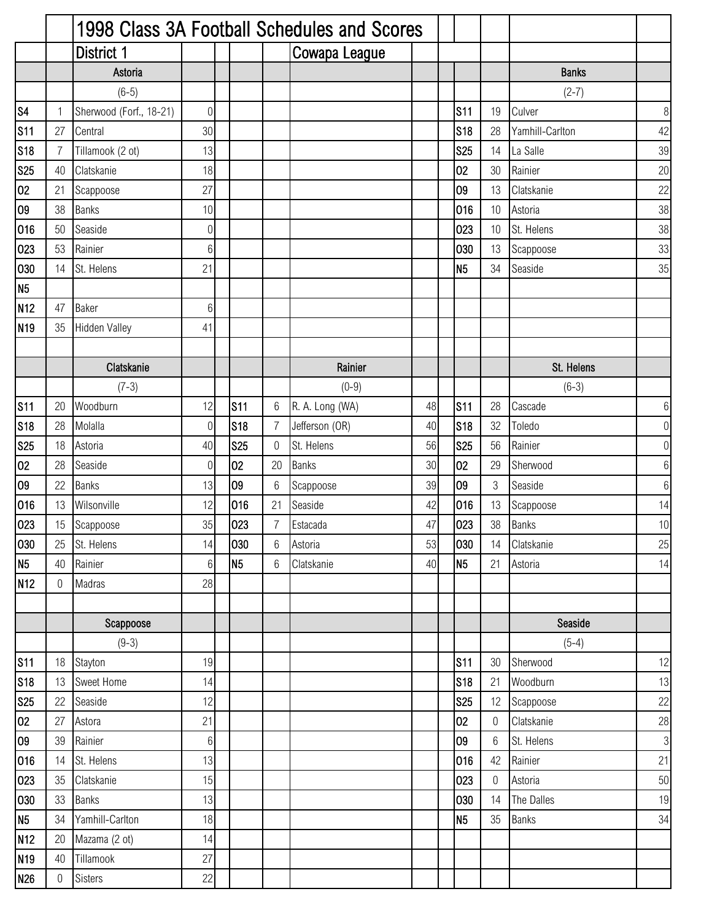# 1998 Class 3A Football Schedules and Scores

## District 1 — Cowapa League

### Astoria

(6-5)

| | | | |
|---|---|---|---|
| S4 | 1 | Sherwood (Forf., 18-21) | 0 |
| S11 | 27 | Central | 30 |
| S18 | 7 | Tillamook (2 ot) | 13 |
| S25 | 40 | Clatskanie | 18 |
| O2 | 21 | Scappoose | 27 |
| O9 | 38 | Banks | 10 |
| O16 | 50 | Seaside | 0 |
| O23 | 53 | Rainier | 6 |
| O30 | 14 | St. Helens | 21 |
| N5 | | | |
| N12 | 47 | Baker | 6 |
| N19 | 35 | Hidden Valley | 41 |

### Banks

(2-7)

| | | | |
|---|---|---|---|
| S11 | 19 | Culver | 8 |
| S18 | 28 | Yamhill-Carlton | 42 |
| S25 | 14 | La Salle | 39 |
| O2 | 30 | Rainier | 20 |
| O9 | 13 | Clatskanie | 22 |
| O16 | 10 | Astoria | 38 |
| O23 | 10 | St. Helens | 38 |
| O30 | 13 | Scappoose | 33 |
| N5 | 34 | Seaside | 35 |

### Clatskanie

(7-3)

| | | | |
|---|---|---|---|
| S11 | 20 | Woodburn | 12 |
| S18 | 28 | Molalla | 0 |
| S25 | 18 | Astoria | 40 |
| O2 | 28 | Seaside | 0 |
| O9 | 22 | Banks | 13 |
| O16 | 13 | Wilsonville | 12 |
| O23 | 15 | Scappoose | 35 |
| O30 | 25 | St. Helens | 14 |
| N5 | 40 | Rainier | 6 |
| N12 | 0 | Madras | 28 |

### Rainier

(0-9)

| | | | |
|---|---|---|---|
| S11 | 6 | R. A. Long (WA) | 48 |
| S18 | 7 | Jefferson (OR) | 40 |
| S25 | 0 | St. Helens | 56 |
| O2 | 20 | Banks | 30 |
| O9 | 6 | Scappoose | 39 |
| O16 | 21 | Seaside | 42 |
| O23 | 7 | Estacada | 47 |
| O30 | 6 | Astoria | 53 |
| N5 | 6 | Clatskanie | 40 |

### St. Helens

(6-3)

| | | | |
|---|---|---|---|
| S11 | 28 | Cascade | 6 |
| S18 | 32 | Toledo | 0 |
| S25 | 56 | Rainier | 0 |
| O2 | 29 | Sherwood | 6 |
| O9 | 3 | Seaside | 6 |
| O16 | 13 | Scappoose | 14 |
| O23 | 38 | Banks | 10 |
| O30 | 14 | Clatskanie | 25 |
| N5 | 21 | Astoria | 14 |

### Scappoose

(9-3)

| | | | |
|---|---|---|---|
| S11 | 18 | Stayton | 19 |
| S18 | 13 | Sweet Home | 14 |
| S25 | 22 | Seaside | 12 |
| O2 | 27 | Astora | 21 |
| O9 | 39 | Rainier | 6 |
| O16 | 14 | St. Helens | 13 |
| O23 | 35 | Clatskanie | 15 |
| O30 | 33 | Banks | 13 |
| N5 | 34 | Yamhill-Carlton | 18 |
| N12 | 20 | Mazama (2 ot) | 14 |
| N19 | 40 | Tillamook | 27 |
| N26 | 0 | Sisters | 22 |

### Seaside

(5-4)

| | | | |
|---|---|---|---|
| S11 | 30 | Sherwood | 12 |
| S18 | 21 | Woodburn | 13 |
| S25 | 12 | Scappoose | 22 |
| O2 | 0 | Clatskanie | 28 |
| O9 | 6 | St. Helens | 3 |
| O16 | 42 | Rainier | 21 |
| O23 | 0 | Astoria | 50 |
| O30 | 14 | The Dalles | 19 |
| N5 | 35 | Banks | 34 |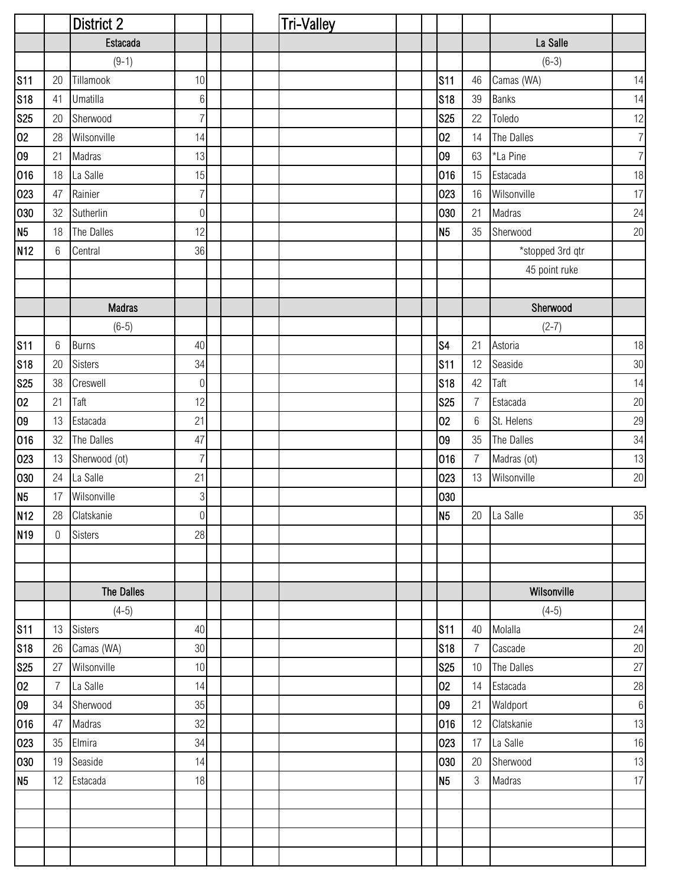| | | District 2 | | | | | | Tri-Valley | | | | | | |
|---|---|---|---|---|---|---|---|---|---|---|---|---|---|---|
| | | **Estacada** | | | | | | | | | | | **La Salle** | |
| | | (9-1) | | | | | | | | | | | (6-3) | |
| S11 | 20 | Tillamook | 10 | | | | | | | | S11 | 46 | Camas (WA) | 14 |
| S18 | 41 | Umatilla | 6 | | | | | | | | S18 | 39 | Banks | 14 |
| S25 | 20 | Sherwood | 7 | | | | | | | | S25 | 22 | Toledo | 12 |
| O2 | 28 | Wilsonville | 14 | | | | | | | | O2 | 14 | The Dalles | 7 |
| O9 | 21 | Madras | 13 | | | | | | | | O9 | 63 | *La Pine | 7 |
| O16 | 18 | La Salle | 15 | | | | | | | | O16 | 15 | Estacada | 18 |
| O23 | 47 | Rainier | 7 | | | | | | | | O23 | 16 | Wilsonville | 17 |
| O30 | 32 | Sutherlin | 0 | | | | | | | | O30 | 21 | Madras | 24 |
| N5 | 18 | The Dalles | 12 | | | | | | | | N5 | 35 | Sherwood | 20 |
| N12 | 6 | Central | 36 | | | | | | | | | | *stopped 3rd qtr | |
| | | | | | | | | | | | | | 45 point ruke | |
| | | | | | | | | | | | | | | |
| | | **Madras** | | | | | | | | | | | **Sherwood** | |
| | | (6-5) | | | | | | | | | | | (2-7) | |
| S11 | 6 | Burns | 40 | | | | | | | | S4 | 21 | Astoria | 18 |
| S18 | 20 | Sisters | 34 | | | | | | | | S11 | 12 | Seaside | 30 |
| S25 | 38 | Creswell | 0 | | | | | | | | S18 | 42 | Taft | 14 |
| O2 | 21 | Taft | 12 | | | | | | | | S25 | 7 | Estacada | 20 |
| O9 | 13 | Estacada | 21 | | | | | | | | O2 | 6 | St. Helens | 29 |
| O16 | 32 | The Dalles | 47 | | | | | | | | O9 | 35 | The Dalles | 34 |
| O23 | 13 | Sherwood (ot) | 7 | | | | | | | | O16 | 7 | Madras (ot) | 13 |
| O30 | 24 | La Salle | 21 | | | | | | | | O23 | 13 | Wilsonville | 20 |
| N5 | 17 | Wilsonville | 3 | | | | | | | | O30 | | | |
| N12 | 28 | Clatskanie | 0 | | | | | | | | N5 | 20 | La Salle | 35 |
| N19 | 0 | Sisters | 28 | | | | | | | | | | | |
| | | | | | | | | | | | | | | |
| | | | | | | | | | | | | | | |
| | | **The Dalles** | | | | | | | | | | | **Wilsonville** | |
| | | (4-5) | | | | | | | | | | | (4-5) | |
| S11 | 13 | Sisters | 40 | | | | | | | | S11 | 40 | Molalla | 24 |
| S18 | 26 | Camas (WA) | 30 | | | | | | | | S18 | 7 | Cascade | 20 |
| S25 | 27 | Wilsonville | 10 | | | | | | | | S25 | 10 | The Dalles | 27 |
| O2 | 7 | La Salle | 14 | | | | | | | | O2 | 14 | Estacada | 28 |
| O9 | 34 | Sherwood | 35 | | | | | | | | O9 | 21 | Waldport | 6 |
| O16 | 47 | Madras | 32 | | | | | | | | O16 | 12 | Clatskanie | 13 |
| O23 | 35 | Elmira | 34 | | | | | | | | O23 | 17 | La Salle | 16 |
| O30 | 19 | Seaside | 14 | | | | | | | | O30 | 20 | Sherwood | 13 |
| N5 | 12 | Estacada | 18 | | | | | | | | N5 | 3 | Madras | 17 |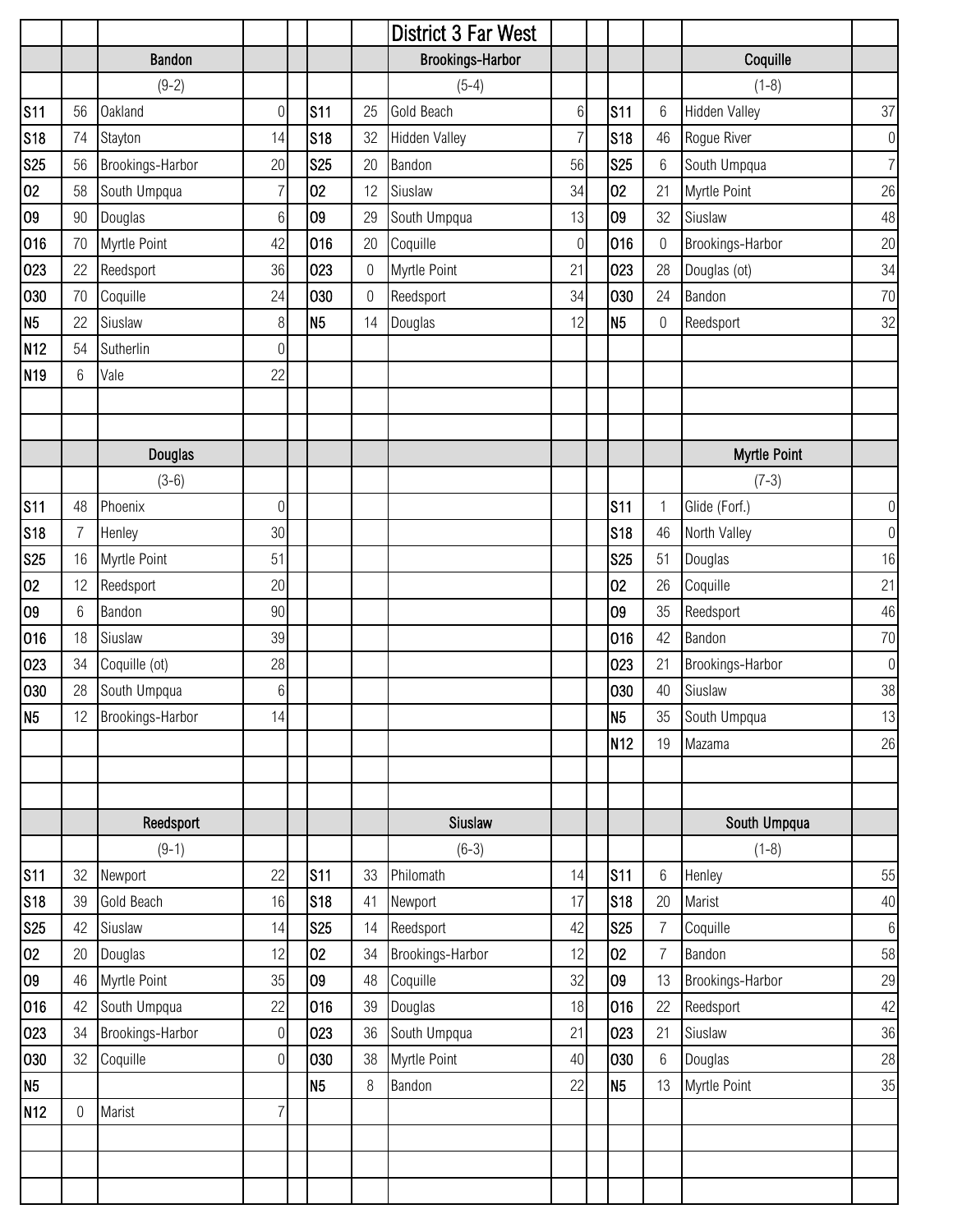# District 3 Far West

## Bandon

(9-2)

| | | | |
|---|---|---|---|
| S11 | 56 | Oakland | 0 |
| S18 | 74 | Stayton | 14 |
| S25 | 56 | Brookings-Harbor | 20 |
| O2 | 58 | South Umpqua | 7 |
| O9 | 90 | Douglas | 6 |
| O16 | 70 | Myrtle Point | 42 |
| O23 | 22 | Reedsport | 36 |
| O30 | 70 | Coquille | 24 |
| N5 | 22 | Siuslaw | 8 |
| N12 | 54 | Sutherlin | 0 |
| N19 | 6 | Vale | 22 |

## Brookings-Harbor

(5-4)

| | | | |
|---|---|---|---|
| S11 | 25 | Gold Beach | 6 |
| S18 | 32 | Hidden Valley | 7 |
| S25 | 20 | Bandon | 56 |
| O2 | 12 | Siuslaw | 34 |
| O9 | 29 | South Umpqua | 13 |
| O16 | 20 | Coquille | 0 |
| O23 | 0 | Myrtle Point | 21 |
| O30 | 0 | Reedsport | 34 |
| N5 | 14 | Douglas | 12 |

## Coquille

(1-8)

| | | | |
|---|---|---|---|
| S11 | 6 | Hidden Valley | 37 |
| S18 | 46 | Rogue River | 0 |
| S25 | 6 | South Umpqua | 7 |
| O2 | 21 | Myrtle Point | 26 |
| O9 | 32 | Siuslaw | 48 |
| O16 | 0 | Brookings-Harbor | 20 |
| O23 | 28 | Douglas (ot) | 34 |
| O30 | 24 | Bandon | 70 |
| N5 | 0 | Reedsport | 32 |

## Douglas

(3-6)

| | | | |
|---|---|---|---|
| S11 | 48 | Phoenix | 0 |
| S18 | 7 | Henley | 30 |
| S25 | 16 | Myrtle Point | 51 |
| O2 | 12 | Reedsport | 20 |
| O9 | 6 | Bandon | 90 |
| O16 | 18 | Siuslaw | 39 |
| O23 | 34 | Coquille (ot) | 28 |
| O30 | 28 | South Umpqua | 6 |
| N5 | 12 | Brookings-Harbor | 14 |

## Myrtle Point

(7-3)

| | | | |
|---|---|---|---|
| S11 | 1 | Glide (Forf.) | 0 |
| S18 | 46 | North Valley | 0 |
| S25 | 51 | Douglas | 16 |
| O2 | 26 | Coquille | 21 |
| O9 | 35 | Reedsport | 46 |
| O16 | 42 | Bandon | 70 |
| O23 | 21 | Brookings-Harbor | 0 |
| O30 | 40 | Siuslaw | 38 |
| N5 | 35 | South Umpqua | 13 |
| N12 | 19 | Mazama | 26 |

## Reedsport

(9-1)

| | | | |
|---|---|---|---|
| S11 | 32 | Newport | 22 |
| S18 | 39 | Gold Beach | 16 |
| S25 | 42 | Siuslaw | 14 |
| O2 | 20 | Douglas | 12 |
| O9 | 46 | Myrtle Point | 35 |
| O16 | 42 | South Umpqua | 22 |
| O23 | 34 | Brookings-Harbor | 0 |
| O30 | 32 | Coquille | 0 |
| N5 | | | |
| N12 | 0 | Marist | 7 |

## Siuslaw

(6-3)

| | | | |
|---|---|---|---|
| S11 | 33 | Philomath | 14 |
| S18 | 41 | Newport | 17 |
| S25 | 14 | Reedsport | 42 |
| O2 | 34 | Brookings-Harbor | 12 |
| O9 | 48 | Coquille | 32 |
| O16 | 39 | Douglas | 18 |
| O23 | 36 | South Umpqua | 21 |
| O30 | 38 | Myrtle Point | 40 |
| N5 | 8 | Bandon | 22 |

## South Umpqua

(1-8)

| | | | |
|---|---|---|---|
| S11 | 6 | Henley | 55 |
| S18 | 20 | Marist | 40 |
| S25 | 7 | Coquille | 6 |
| O2 | 7 | Bandon | 58 |
| O9 | 13 | Brookings-Harbor | 29 |
| O16 | 22 | Reedsport | 42 |
| O23 | 21 | Siuslaw | 36 |
| O30 | 6 | Douglas | 28 |
| N5 | 13 | Myrtle Point | 35 |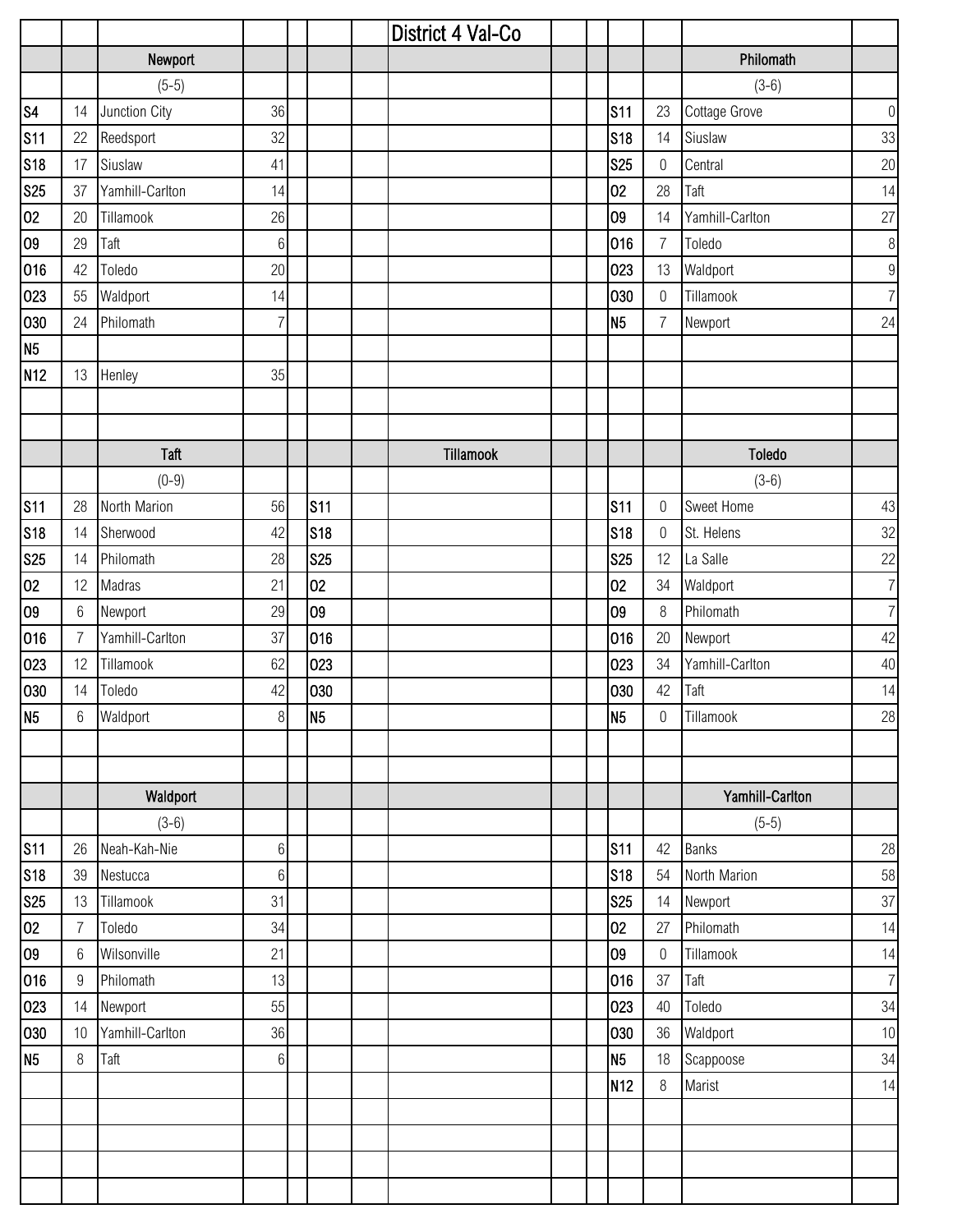# District 4 Val-Co

## Newport

(5-5)

| | | | |
|---|---|---|---|
| S4 | 14 | Junction City | 36 |
| S11 | 22 | Reedsport | 32 |
| S18 | 17 | Siuslaw | 41 |
| S25 | 37 | Yamhill-Carlton | 14 |
| O2 | 20 | Tillamook | 26 |
| O9 | 29 | Taft | 6 |
| O16 | 42 | Toledo | 20 |
| O23 | 55 | Waldport | 14 |
| O30 | 24 | Philomath | 7 |
| N5 | | | |
| N12 | 13 | Henley | 35 |

## Philomath

(3-6)

| | | | |
|---|---|---|---|
| S11 | 23 | Cottage Grove | 0 |
| S18 | 14 | Siuslaw | 33 |
| S25 | 0 | Central | 20 |
| O2 | 28 | Taft | 14 |
| O9 | 14 | Yamhill-Carlton | 27 |
| O16 | 7 | Toledo | 8 |
| O23 | 13 | Waldport | 9 |
| O30 | 0 | Tillamook | 7 |
| N5 | 7 | Newport | 24 |

## Taft

(0-9)

| | | | |
|---|---|---|---|
| S11 | 28 | North Marion | 56 |
| S18 | 14 | Sherwood | 42 |
| S25 | 14 | Philomath | 28 |
| O2 | 12 | Madras | 21 |
| O9 | 6 | Newport | 29 |
| O16 | 7 | Yamhill-Carlton | 37 |
| O23 | 12 | Tillamook | 62 |
| O30 | 14 | Toledo | 42 |
| N5 | 6 | Waldport | 8 |

## Tillamook

| | | | |
|---|---|---|---|
| S11 | | | |
| S18 | | | |
| S25 | | | |
| O2 | | | |
| O9 | | | |
| O16 | | | |
| O23 | | | |
| O30 | | | |
| N5 | | | |

## Toledo

(3-6)

| | | | |
|---|---|---|---|
| S11 | 0 | Sweet Home | 43 |
| S18 | 0 | St. Helens | 32 |
| S25 | 12 | La Salle | 22 |
| O2 | 34 | Waldport | 7 |
| O9 | 8 | Philomath | 7 |
| O16 | 20 | Newport | 42 |
| O23 | 34 | Yamhill-Carlton | 40 |
| O30 | 42 | Taft | 14 |
| N5 | 0 | Tillamook | 28 |

## Waldport

(3-6)

| | | | |
|---|---|---|---|
| S11 | 26 | Neah-Kah-Nie | 6 |
| S18 | 39 | Nestucca | 6 |
| S25 | 13 | Tillamook | 31 |
| O2 | 7 | Toledo | 34 |
| O9 | 6 | Wilsonville | 21 |
| O16 | 9 | Philomath | 13 |
| O23 | 14 | Newport | 55 |
| O30 | 10 | Yamhill-Carlton | 36 |
| N5 | 8 | Taft | 6 |

## Yamhill-Carlton

(5-5)

| | | | |
|---|---|---|---|
| S11 | 42 | Banks | 28 |
| S18 | 54 | North Marion | 58 |
| S25 | 14 | Newport | 37 |
| O2 | 27 | Philomath | 14 |
| O9 | 0 | Tillamook | 14 |
| O16 | 37 | Taft | 7 |
| O23 | 40 | Toledo | 34 |
| O30 | 36 | Waldport | 10 |
| N5 | 18 | Scappoose | 34 |
| N12 | 8 | Marist | 14 |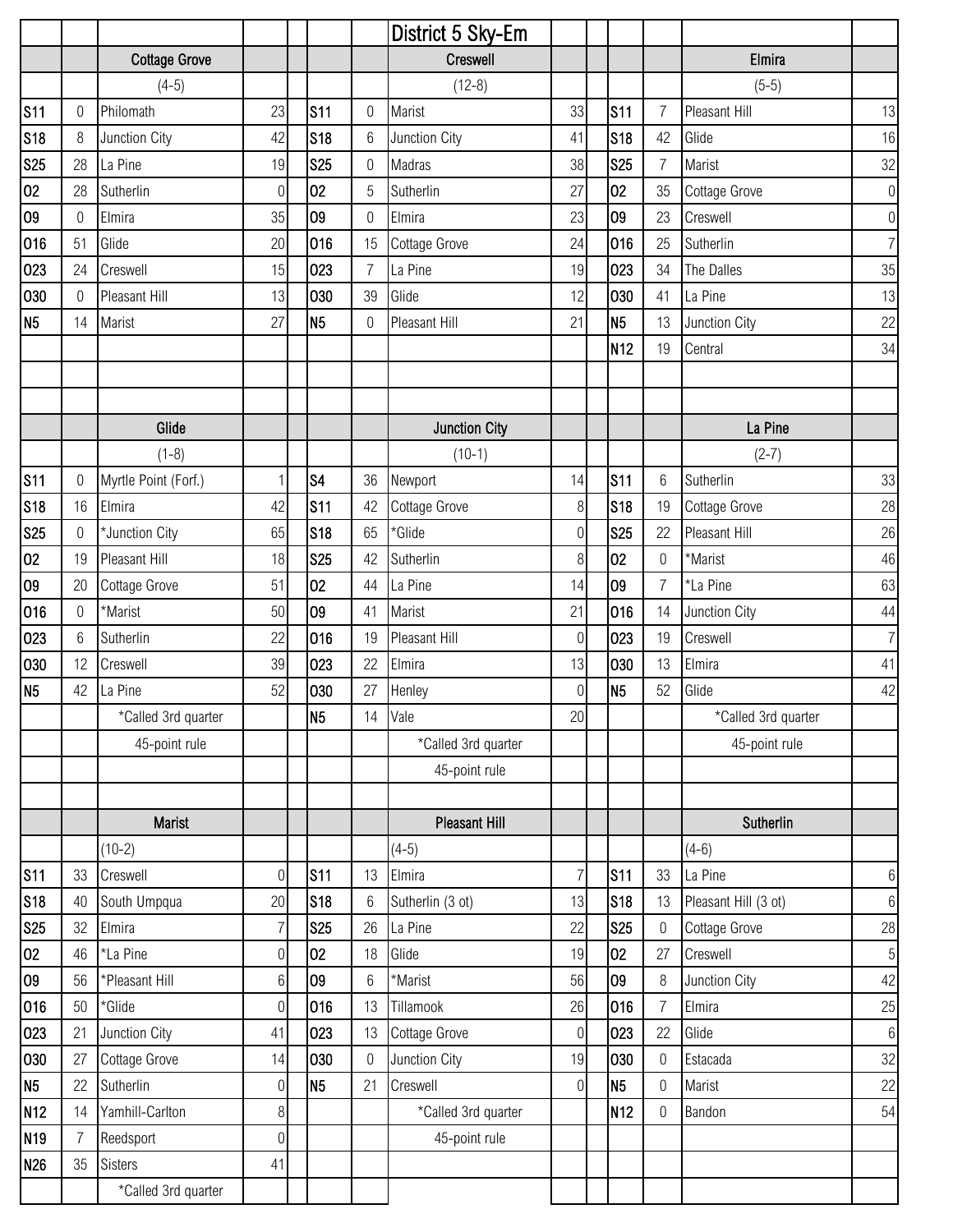# District 5 Sky-Em

## Cottage Grove

(4-5)

| | | | |
|---|---|---|---|
| S11 | 0 | Philomath | 23 |
| S18 | 8 | Junction City | 42 |
| S25 | 28 | La Pine | 19 |
| O2 | 28 | Sutherlin | 0 |
| O9 | 0 | Elmira | 35 |
| O16 | 51 | Glide | 20 |
| O23 | 24 | Creswell | 15 |
| O30 | 0 | Pleasant Hill | 13 |
| N5 | 14 | Marist | 27 |

## Creswell

(12-8)

| | | | |
|---|---|---|---|
| S11 | 0 | Marist | 33 |
| S18 | 6 | Junction City | 41 |
| S25 | 0 | Madras | 38 |
| O2 | 5 | Sutherlin | 27 |
| O9 | 0 | Elmira | 23 |
| O16 | 15 | Cottage Grove | 24 |
| O23 | 7 | La Pine | 19 |
| O30 | 39 | Glide | 12 |
| N5 | 0 | Pleasant Hill | 21 |

## Elmira

(5-5)

| | | | |
|---|---|---|---|
| S11 | 7 | Pleasant Hill | 13 |
| S18 | 42 | Glide | 16 |
| S25 | 7 | Marist | 32 |
| O2 | 35 | Cottage Grove | 0 |
| O9 | 23 | Creswell | 0 |
| O16 | 25 | Sutherlin | 7 |
| O23 | 34 | The Dalles | 35 |
| O30 | 41 | La Pine | 13 |
| N5 | 13 | Junction City | 22 |
| N12 | 19 | Central | 34 |

## Glide

(1-8)

| | | | |
|---|---|---|---|
| S11 | 0 | Myrtle Point (Forf.) | 1 |
| S18 | 16 | Elmira | 42 |
| S25 | 0 | *Junction City | 65 |
| O2 | 19 | Pleasant Hill | 18 |
| O9 | 20 | Cottage Grove | 51 |
| O16 | 0 | *Marist | 50 |
| O23 | 6 | Sutherlin | 22 |
| O30 | 12 | Creswell | 39 |
| N5 | 42 | La Pine | 52 |

*Called 3rd quarter
45-point rule

## Junction City

(10-1)

| | | | |
|---|---|---|---|
| S4 | 36 | Newport | 14 |
| S11 | 42 | Cottage Grove | 8 |
| S18 | 65 | *Glide | 0 |
| S25 | 42 | Sutherlin | 8 |
| O2 | 44 | La Pine | 14 |
| O9 | 41 | Marist | 21 |
| O16 | 19 | Pleasant Hill | 0 |
| O23 | 22 | Elmira | 13 |
| O30 | 27 | Henley | 0 |
| N5 | 14 | Vale | 20 |

*Called 3rd quarter
45-point rule

## La Pine

(2-7)

| | | | |
|---|---|---|---|
| S11 | 6 | Sutherlin | 33 |
| S18 | 19 | Cottage Grove | 28 |
| S25 | 22 | Pleasant Hill | 26 |
| O2 | 0 | *Marist | 46 |
| O9 | 7 | *La Pine | 63 |
| O16 | 14 | Junction City | 44 |
| O23 | 19 | Creswell | 7 |
| O30 | 13 | Elmira | 41 |
| N5 | 52 | Glide | 42 |

*Called 3rd quarter
45-point rule

## Marist

(10-2)

| | | | |
|---|---|---|---|
| S11 | 33 | Creswell | 0 |
| S18 | 40 | South Umpqua | 20 |
| S25 | 32 | Elmira | 7 |
| O2 | 46 | *La Pine | 0 |
| O9 | 56 | *Pleasant Hill | 6 |
| O16 | 50 | *Glide | 0 |
| O23 | 21 | Junction City | 41 |
| O30 | 27 | Cottage Grove | 14 |
| N5 | 22 | Sutherlin | 0 |
| N12 | 14 | Yamhill-Carlton | 8 |
| N19 | 7 | Reedsport | 0 |
| N26 | 35 | Sisters | 41 |

*Called 3rd quarter

## Pleasant Hill

(4-5)

| | | | |
|---|---|---|---|
| S11 | 13 | Elmira | 7 |
| S18 | 6 | Sutherlin (3 ot) | 13 |
| S25 | 26 | La Pine | 22 |
| O2 | 18 | Glide | 19 |
| O9 | 6 | *Marist | 56 |
| O16 | 13 | Tillamook | 26 |
| O23 | 13 | Cottage Grove | 0 |
| O30 | 0 | Junction City | 19 |
| N5 | 21 | Creswell | 0 |

*Called 3rd quarter
45-point rule

## Sutherlin

(4-6)

| | | | |
|---|---|---|---|
| S11 | 33 | La Pine | 6 |
| S18 | 13 | Pleasant Hill (3 ot) | 6 |
| S25 | 0 | Cottage Grove | 28 |
| O2 | 27 | Creswell | 5 |
| O9 | 8 | Junction City | 42 |
| O16 | 7 | Elmira | 25 |
| O23 | 22 | Glide | 6 |
| O30 | 0 | Estacada | 32 |
| N5 | 0 | Marist | 22 |
| N12 | 0 | Bandon | 54 |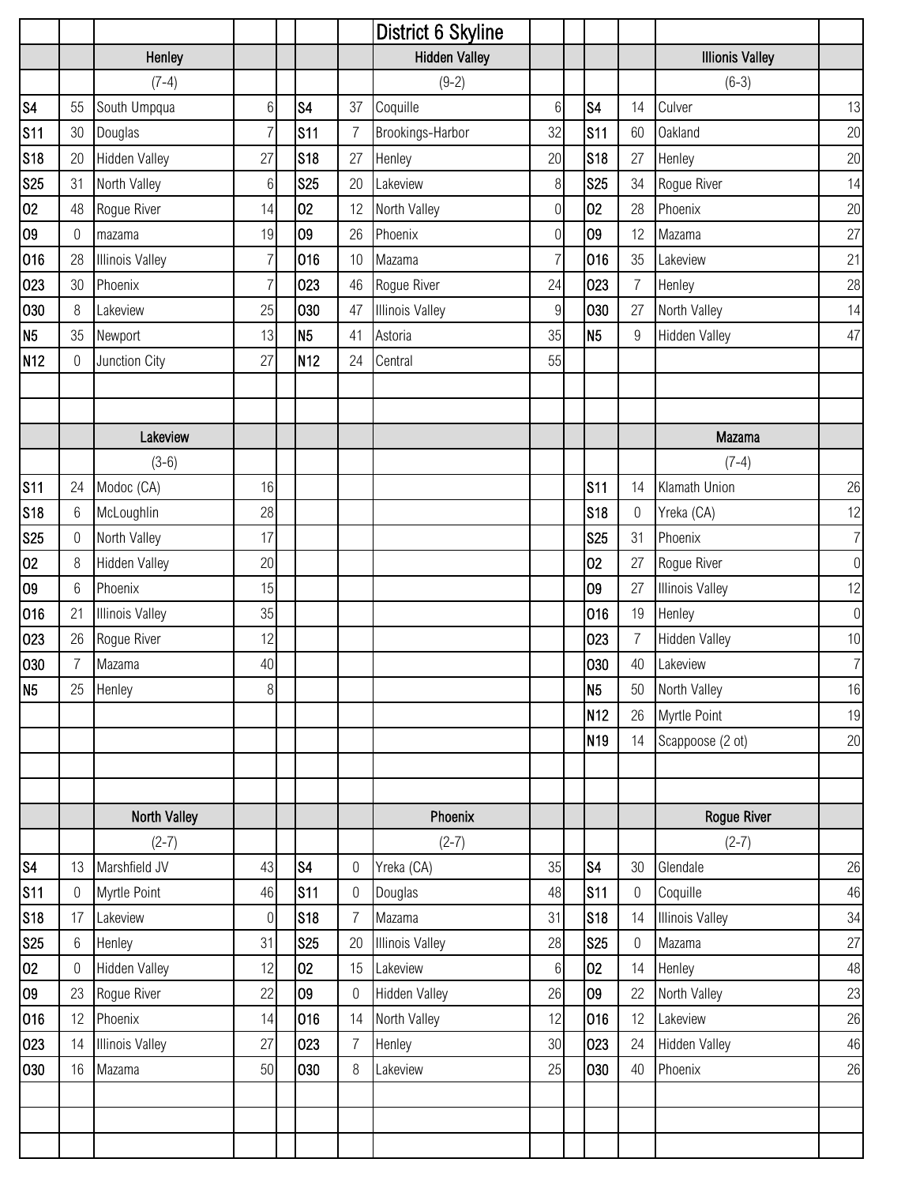# District 6 Skyline

## Henley

(7-4)

| | | | |
|---|---|---|---|
| S4 | 55 | South Umpqua | 6 |
| S11 | 30 | Douglas | 7 |
| S18 | 20 | Hidden Valley | 27 |
| S25 | 31 | North Valley | 6 |
| O2 | 48 | Rogue River | 14 |
| O9 | 0 | mazama | 19 |
| O16 | 28 | Illinois Valley | 7 |
| O23 | 30 | Phoenix | 7 |
| O30 | 8 | Lakeview | 25 |
| N5 | 35 | Newport | 13 |
| N12 | 0 | Junction City | 27 |

## Hidden Valley

(9-2)

| | | | |
|---|---|---|---|
| S4 | 37 | Coquille | 6 |
| S11 | 7 | Brookings-Harbor | 32 |
| S18 | 27 | Henley | 20 |
| S25 | 20 | Lakeview | 8 |
| O2 | 12 | North Valley | 0 |
| O9 | 26 | Phoenix | 0 |
| O16 | 10 | Mazama | 7 |
| O23 | 46 | Rogue River | 24 |
| O30 | 47 | Illinois Valley | 9 |
| N5 | 41 | Astoria | 35 |
| N12 | 24 | Central | 55 |

## Illionis Valley

(6-3)

| | | | |
|---|---|---|---|
| S4 | 14 | Culver | 13 |
| S11 | 60 | Oakland | 20 |
| S18 | 27 | Henley | 20 |
| S25 | 34 | Rogue River | 14 |
| O2 | 28 | Phoenix | 20 |
| O9 | 12 | Mazama | 27 |
| O16 | 35 | Lakeview | 21 |
| O23 | 7 | Henley | 28 |
| O30 | 27 | North Valley | 14 |
| N5 | 9 | Hidden Valley | 47 |

## Lakeview

(3-6)

| | | | |
|---|---|---|---|
| S11 | 24 | Modoc (CA) | 16 |
| S18 | 6 | McLoughlin | 28 |
| S25 | 0 | North Valley | 17 |
| O2 | 8 | Hidden Valley | 20 |
| O9 | 6 | Phoenix | 15 |
| O16 | 21 | Illinois Valley | 35 |
| O23 | 26 | Rogue River | 12 |
| O30 | 7 | Mazama | 40 |
| N5 | 25 | Henley | 8 |

## Mazama

(7-4)

| | | | |
|---|---|---|---|
| S11 | 14 | Klamath Union | 26 |
| S18 | 0 | Yreka (CA) | 12 |
| S25 | 31 | Phoenix | 7 |
| O2 | 27 | Rogue River | 0 |
| O9 | 27 | Illinois Valley | 12 |
| O16 | 19 | Henley | 0 |
| O23 | 7 | Hidden Valley | 10 |
| O30 | 40 | Lakeview | 7 |
| N5 | 50 | North Valley | 16 |
| N12 | 26 | Myrtle Point | 19 |
| N19 | 14 | Scappoose (2 ot) | 20 |

## North Valley

(2-7)

| | | | |
|---|---|---|---|
| S4 | 13 | Marshfield JV | 43 |
| S11 | 0 | Myrtle Point | 46 |
| S18 | 17 | Lakeview | 0 |
| S25 | 6 | Henley | 31 |
| O2 | 0 | Hidden Valley | 12 |
| O9 | 23 | Rogue River | 22 |
| O16 | 12 | Phoenix | 14 |
| O23 | 14 | Illinois Valley | 27 |
| O30 | 16 | Mazama | 50 |

## Phoenix

(2-7)

| | | | |
|---|---|---|---|
| S4 | 0 | Yreka (CA) | 35 |
| S11 | 0 | Douglas | 48 |
| S18 | 7 | Mazama | 31 |
| S25 | 20 | Illinois Valley | 28 |
| O2 | 15 | Lakeview | 6 |
| O9 | 0 | Hidden Valley | 26 |
| O16 | 14 | North Valley | 12 |
| O23 | 7 | Henley | 30 |
| O30 | 8 | Lakeview | 25 |

## Rogue River

(2-7)

| | | | |
|---|---|---|---|
| S4 | 30 | Glendale | 26 |
| S11 | 0 | Coquille | 46 |
| S18 | 14 | Illinois Valley | 34 |
| S25 | 0 | Mazama | 27 |
| O2 | 14 | Henley | 48 |
| O9 | 22 | North Valley | 23 |
| O16 | 12 | Lakeview | 26 |
| O23 | 24 | Hidden Valley | 46 |
| O30 | 40 | Phoenix | 26 |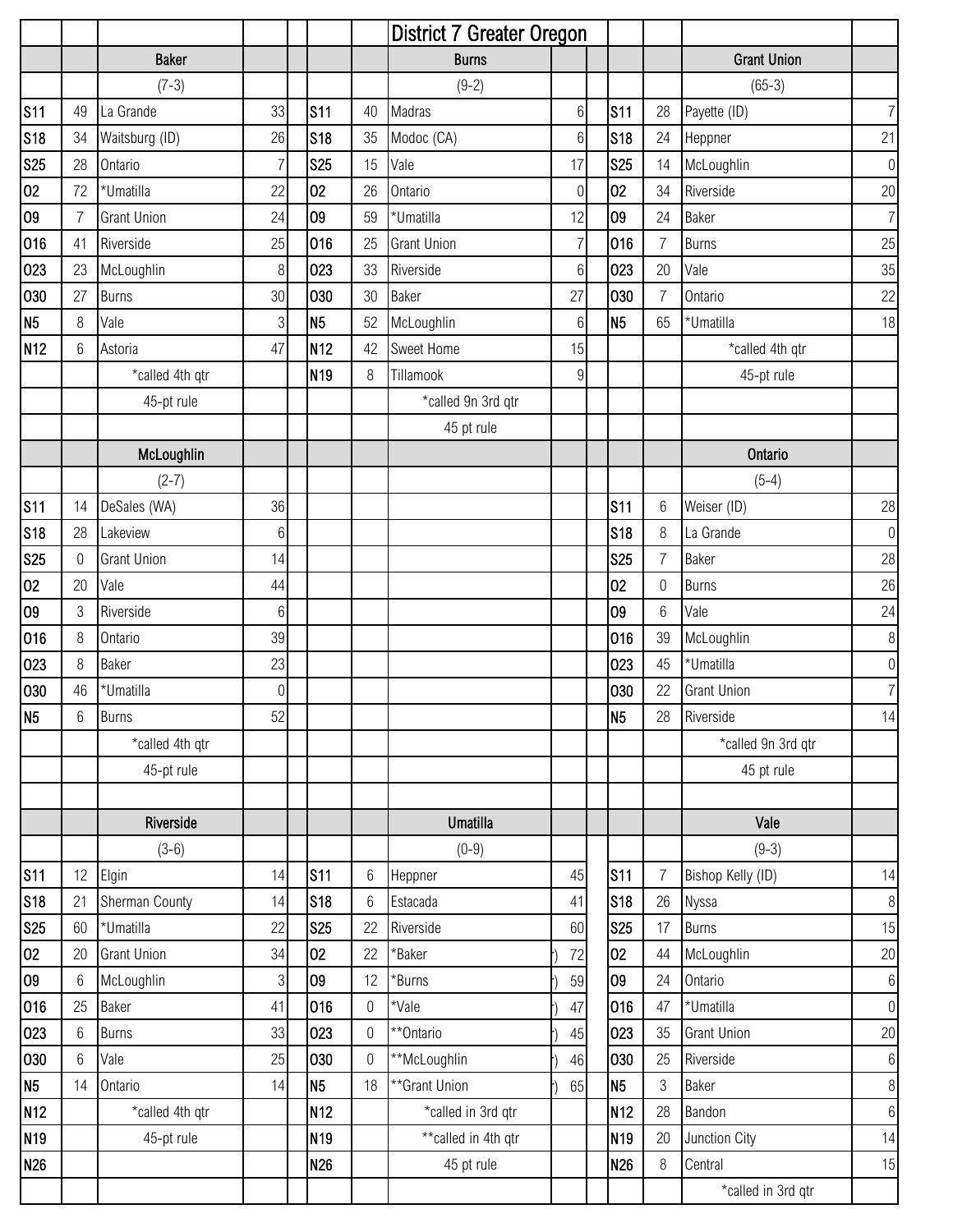# District 7 Greater Oregon

## Baker

(7-3)

| Date | Score | Opponent | Opp. Score |
|---|---|---|---|
| S11 | 49 | La Grande | 33 |
| S18 | 34 | Waitsburg (ID) | 26 |
| S25 | 28 | Ontario | 7 |
| O2 | 72 | *Umatilla | 22 |
| O9 | 7 | Grant Union | 24 |
| O16 | 41 | Riverside | 25 |
| O23 | 23 | McLoughlin | 8 |
| O30 | 27 | Burns | 30 |
| N5 | 8 | Vale | 3 |
| N12 | 6 | Astoria | 47 |

*called 4th qtr

45-pt rule

## Burns

(9-2)

| Date | Score | Opponent | Opp. Score |
|---|---|---|---|
| S11 | 40 | Madras | 6 |
| S18 | 35 | Modoc (CA) | 6 |
| S25 | 15 | Vale | 17 |
| O2 | 26 | Ontario | 0 |
| O9 | 59 | *Umatilla | 12 |
| O16 | 25 | Grant Union | 7 |
| O23 | 33 | Riverside | 6 |
| O30 | 30 | Baker | 27 |
| N5 | 52 | McLoughlin | 6 |
| N12 | 42 | Sweet Home | 15 |
| N19 | 8 | Tillamook | 9 |

*called 9n 3rd qtr

45 pt rule

## Grant Union

(65-3)

| Date | Score | Opponent | Opp. Score |
|---|---|---|---|
| S11 | 28 | Payette (ID) | 7 |
| S18 | 24 | Heppner | 21 |
| S25 | 14 | McLoughlin | 0 |
| O2 | 34 | Riverside | 20 |
| O9 | 24 | Baker | 7 |
| O16 | 7 | Burns | 25 |
| O23 | 20 | Vale | 35 |
| O30 | 7 | Ontario | 22 |
| N5 | 65 | *Umatilla | 18 |

*called 4th qtr

45-pt rule

## McLoughlin

(2-7)

| Date | Score | Opponent | Opp. Score |
|---|---|---|---|
| S11 | 14 | DeSales (WA) | 36 |
| S18 | 28 | Lakeview | 6 |
| S25 | 0 | Grant Union | 14 |
| O2 | 20 | Vale | 44 |
| O9 | 3 | Riverside | 6 |
| O16 | 8 | Ontario | 39 |
| O23 | 8 | Baker | 23 |
| O30 | 46 | *Umatilla | 0 |
| N5 | 6 | Burns | 52 |

*called 4th qtr

45-pt rule

## Ontario

(5-4)

| Date | Score | Opponent | Opp. Score |
|---|---|---|---|
| S11 | 6 | Weiser (ID) | 28 |
| S18 | 8 | La Grande | 0 |
| S25 | 7 | Baker | 28 |
| O2 | 0 | Burns | 26 |
| O9 | 6 | Vale | 24 |
| O16 | 39 | McLoughlin | 8 |
| O23 | 45 | *Umatilla | 0 |
| O30 | 22 | Grant Union | 7 |
| N5 | 28 | Riverside | 14 |

*called 9n 3rd qtr

45 pt rule

## Riverside

(3-6)

| Date | Score | Opponent | Opp. Score |
|---|---|---|---|
| S11 | 12 | Elgin | 14 |
| S18 | 21 | Sherman County | 14 |
| S25 | 60 | *Umatilla | 22 |
| O2 | 20 | Grant Union | 34 |
| O9 | 6 | McLoughlin | 3 |
| O16 | 25 | Baker | 41 |
| O23 | 6 | Burns | 33 |
| O30 | 6 | Vale | 25 |
| N5 | 14 | Ontario | 14 |
| N12 | | | |
| N19 | | | |
| N26 | | | |

*called 4th qtr

45-pt rule

## Umatilla

(0-9)

| Date | Score | Opponent | Opp. Score |
|---|---|---|---|
| S11 | 6 | Heppner | 45 |
| S18 | 6 | Estacada | 41 |
| S25 | 22 | Riverside | 60 |
| O2 | 22 | *Baker | 72 |
| O9 | 12 | *Burns | 59 |
| O16 | 0 | *Vale | 47 |
| O23 | 0 | **Ontario | 45 |
| O30 | 0 | **McLoughlin | 46 |
| N5 | 18 | **Grant Union | 65 |
| N12 | | | |
| N19 | | | |
| N26 | | | |

*called in 3rd qtr

**called in 4th qtr

45 pt rule

## Vale

(9-3)

| Date | Score | Opponent | Opp. Score |
|---|---|---|---|
| S11 | 7 | Bishop Kelly (ID) | 14 |
| S18 | 26 | Nyssa | 8 |
| S25 | 17 | Burns | 15 |
| O2 | 44 | McLoughlin | 20 |
| O9 | 24 | Ontario | 6 |
| O16 | 47 | *Umatilla | 0 |
| O23 | 35 | Grant Union | 20 |
| O30 | 25 | Riverside | 6 |
| N5 | 3 | Baker | 8 |
| N12 | 28 | Bandon | 6 |
| N19 | 20 | Junction City | 14 |
| N26 | 8 | Central | 15 |

*called in 3rd qtr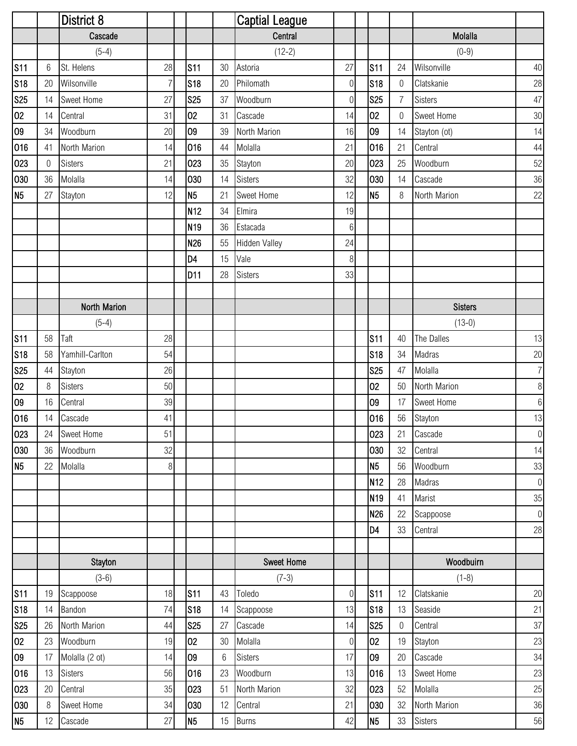## District 8 — Captial League

| | | | | | | | | | | | |
|---|---|---|---|---|---|---|---|---|---|---|---|
| | | **Cascade** | | | | **Central** | | | | **Molalla** | |
| | | (5-4) | | | | (12-2) | | | | (0-9) | |
| S11 | 6 | St. Helens | 28 | S11 | 30 | Astoria | 27 | S11 | 24 | Wilsonville | 40 |
| S18 | 20 | Wilsonville | 7 | S18 | 20 | Philomath | 0 | S18 | 0 | Clatskanie | 28 |
| S25 | 14 | Sweet Home | 27 | S25 | 37 | Woodburn | 0 | S25 | 7 | Sisters | 47 |
| O2 | 14 | Central | 31 | O2 | 31 | Cascade | 14 | O2 | 0 | Sweet Home | 30 |
| O9 | 34 | Woodburn | 20 | O9 | 39 | North Marion | 16 | O9 | 14 | Stayton (ot) | 14 |
| O16 | 41 | North Marion | 14 | O16 | 44 | Molalla | 21 | O16 | 21 | Central | 44 |
| O23 | 0 | Sisters | 21 | O23 | 35 | Stayton | 20 | O23 | 25 | Woodburn | 52 |
| O30 | 36 | Molalla | 14 | O30 | 14 | Sisters | 32 | O30 | 14 | Cascade | 36 |
| N5 | 27 | Stayton | 12 | N5 | 21 | Sweet Home | 12 | N5 | 8 | North Marion | 22 |
| | | | | N12 | 34 | Elmira | 19 | | | | |
| | | | | N19 | 36 | Estacada | 6 | | | | |
| | | | | N26 | 55 | Hidden Valley | 24 | | | | |
| | | | | D4 | 15 | Vale | 8 | | | | |
| | | | | D11 | 28 | Sisters | 33 | | | | |
| | | | | | | | | | | | |
| | | **North Marion** | | | | | | | | **Sisters** | |
| | | (5-4) | | | | | | | | (13-0) | |
| S11 | 58 | Taft | 28 | | | | | S11 | 40 | The Dalles | 13 |
| S18 | 58 | Yamhill-Carlton | 54 | | | | | S18 | 34 | Madras | 20 |
| S25 | 44 | Stayton | 26 | | | | | S25 | 47 | Molalla | 7 |
| O2 | 8 | Sisters | 50 | | | | | O2 | 50 | North Marion | 8 |
| O9 | 16 | Central | 39 | | | | | O9 | 17 | Sweet Home | 6 |
| O16 | 14 | Cascade | 41 | | | | | O16 | 56 | Stayton | 13 |
| O23 | 24 | Sweet Home | 51 | | | | | O23 | 21 | Cascade | 0 |
| O30 | 36 | Woodburn | 32 | | | | | O30 | 32 | Central | 14 |
| N5 | 22 | Molalla | 8 | | | | | N5 | 56 | Woodburn | 33 |
| | | | | | | | | N12 | 28 | Madras | 0 |
| | | | | | | | | N19 | 41 | Marist | 35 |
| | | | | | | | | N26 | 22 | Scappoose | 0 |
| | | | | | | | | D4 | 33 | Central | 28 |
| | | | | | | | | | | | |
| | | **Stayton** | | | | **Sweet Home** | | | | **Woodbuirn** | |
| | | (3-6) | | | | (7-3) | | | | (1-8) | |
| S11 | 19 | Scappoose | 18 | S11 | 43 | Toledo | 0 | S11 | 12 | Clatskanie | 20 |
| S18 | 14 | Bandon | 74 | S18 | 14 | Scappoose | 13 | S18 | 13 | Seaside | 21 |
| S25 | 26 | North Marion | 44 | S25 | 27 | Cascade | 14 | S25 | 0 | Central | 37 |
| O2 | 23 | Woodburn | 19 | O2 | 30 | Molalla | 0 | O2 | 19 | Stayton | 23 |
| O9 | 17 | Molalla (2 ot) | 14 | O9 | 6 | Sisters | 17 | O9 | 20 | Cascade | 34 |
| O16 | 13 | Sisters | 56 | O16 | 23 | Woodburn | 13 | O16 | 13 | Sweet Home | 23 |
| O23 | 20 | Central | 35 | O23 | 51 | North Marion | 32 | O23 | 52 | Molalla | 25 |
| O30 | 8 | Sweet Home | 34 | O30 | 12 | Central | 21 | O30 | 32 | North Marion | 36 |
| N5 | 12 | Cascade | 27 | N5 | 15 | Burns | 42 | N5 | 33 | Sisters | 56 |